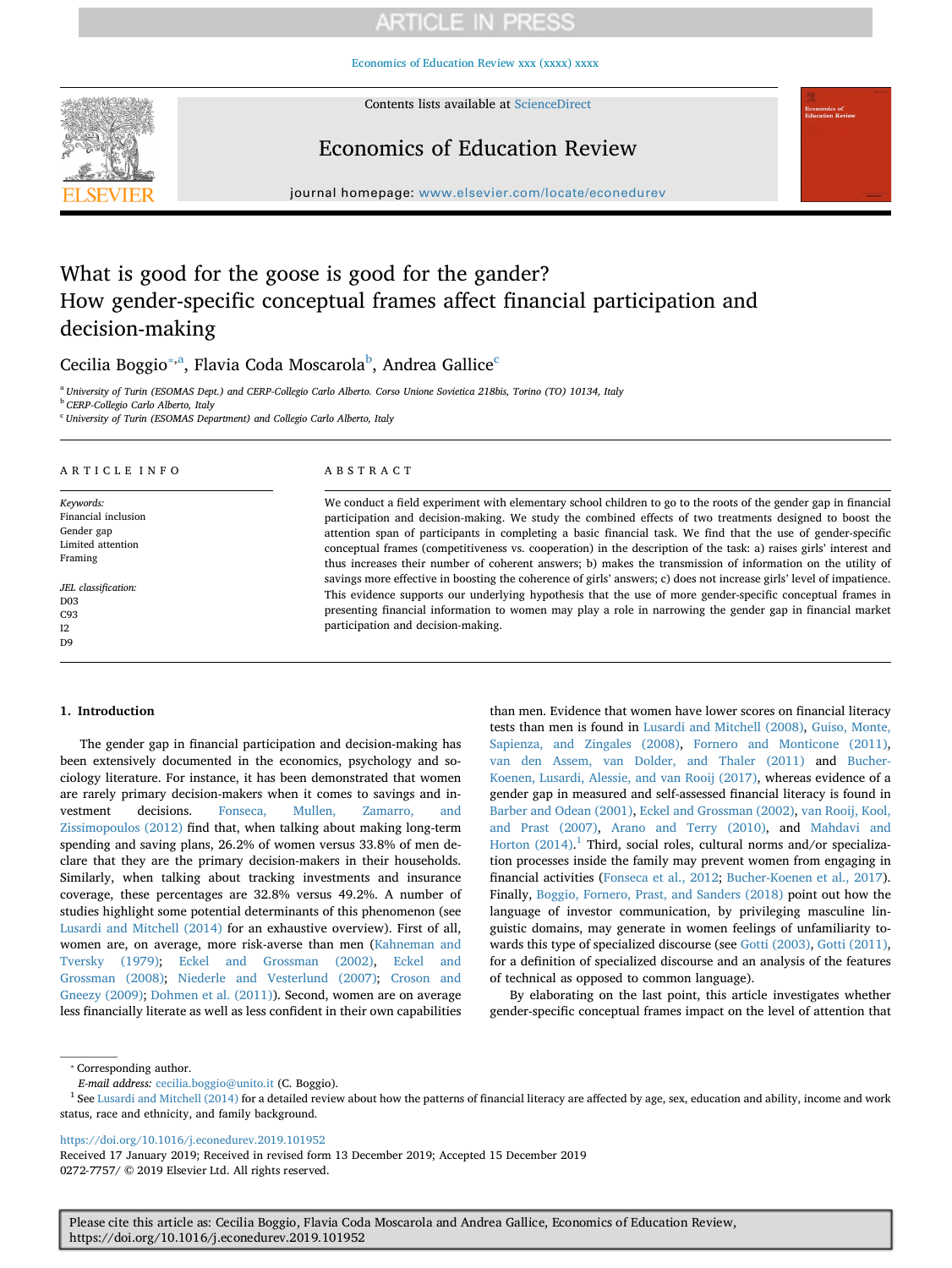# What is good for the goose is good for the gander? How gender-specific conceptual frames affect financial participation and decision-making

Cecilia Boggio[*,a], Flavia Coda Moscarola[b], Andrea Gallice[c]

[a] University of Turin (ESOMAS Dept.) and CERP-Collegio Carlo Alberto. Corso Unione Sovietica 218bis, Torino (TO) 10134, Italy

[b] CERP-Collegio Carlo Alberto, Italy

[c] University of Turin (ESOMAS Department) and Collegio Carlo Alberto, Italy

## ARTICLE INFO

*Keywords:*
Financial inclusion
Gender gap
Limited attention
Framing

*JEL classification:*
D03
C93
I2
D9

## ABSTRACT

We conduct a field experiment with elementary school children to go to the roots of the gender gap in financial participation and decision-making. We study the combined effects of two treatments designed to boost the attention span of participants in completing a basic financial task. We find that the use of gender-specific conceptual frames (competitiveness vs. cooperation) in the description of the task: a) raises girls' interest and thus increases their number of coherent answers; b) makes the transmission of information on the utility of savings more effective in boosting the coherence of girls' answers; c) does not increase girls' level of impatience. This evidence supports our underlying hypothesis that the use of more gender-specific conceptual frames in presenting financial information to women may play a role in narrowing the gender gap in financial market participation and decision-making.

## 1. Introduction

The gender gap in financial participation and decision-making has been extensively documented in the economics, psychology and sociology literature. For instance, it has been demonstrated that women are rarely primary decision-makers when it comes to savings and investment decisions. Fonseca, Mullen, Zamarro, and Zissimopoulos (2012) find that, when talking about making long-term spending and saving plans, 26.2% of women versus 33.8% of men declare that they are the primary decision-makers in their households. Similarly, when talking about tracking investments and insurance coverage, these percentages are 32.8% versus 49.2%. A number of studies highlight some potential determinants of this phenomenon (see Lusardi and Mitchell (2014) for an exhaustive overview). First of all, women are, on average, more risk-averse than men (Kahneman and Tversky (1979); Eckel and Grossman (2002), Eckel and Grossman (2008); Niederle and Vesterlund (2007); Croson and Gneezy (2009); Dohmen et al. (2011)). Second, women are on average less financially literate as well as less confident in their own capabilities than men. Evidence that women have lower scores on financial literacy tests than men is found in Lusardi and Mitchell (2008), Guiso, Monte, Sapienza, and Zingales (2008), Fornero and Monticone (2011), van den Assem, van Dolder, and Thaler (2011) and Bucher-Koenen, Lusardi, Alessie, and van Rooij (2017), whereas evidence of a gender gap in measured and self-assessed financial literacy is found in Barber and Odean (2001), Eckel and Grossman (2002), van Rooij, Kool, and Prast (2007), Arano and Terry (2010), and Mahdavi and Horton (2014).[1] Third, social roles, cultural norms and/or specialization processes inside the family may prevent women from engaging in financial activities (Fonseca et al., 2012; Bucher-Koenen et al., 2017). Finally, Boggio, Fornero, Prast, and Sanders (2018) point out how the language of investor communication, by privileging masculine linguistic domains, may generate in women feelings of unfamiliarity towards this type of specialized discourse (see Gotti (2003), Gotti (2011), for a definition of specialized discourse and an analysis of the features of technical as opposed to common language).

By elaborating on the last point, this article investigates whether gender-specific conceptual frames impact on the level of attention that

---

[*] Corresponding author.
*E-mail address:* cecilia.boggio@unito.it (C. Boggio).

[1] See Lusardi and Mitchell (2014) for a detailed review about how the patterns of financial literacy are affected by age, sex, education and ability, income and work status, race and ethnicity, and family background.

https://doi.org/10.1016/j.econedurev.2019.101952
Received 17 January 2019; Received in revised form 13 December 2019; Accepted 15 December 2019
0272-7757/ © 2019 Elsevier Ltd. All rights reserved.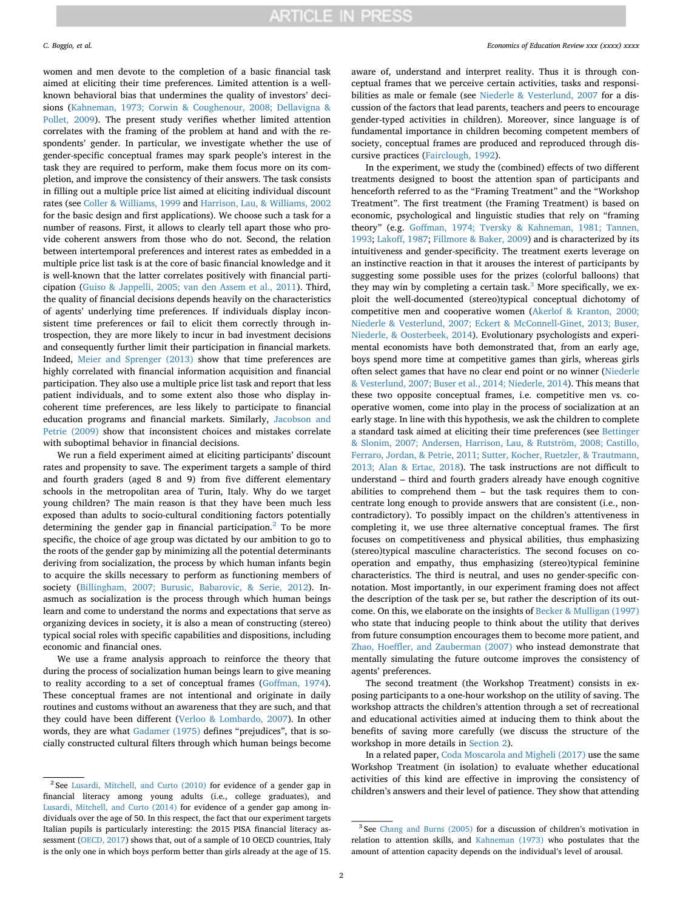women and men devote to the completion of a basic financial task aimed at eliciting their time preferences. Limited attention is a well-known behavioral bias that undermines the quality of investors' decisions (Kahneman, 1973; Corwin & Coughenour, 2008; Dellavigna & Pollet, 2009). The present study verifies whether limited attention correlates with the framing of the problem at hand and with the respondents' gender. In particular, we investigate whether the use of gender-specific conceptual frames may spark people's interest in the task they are required to perform, make them focus more on its completion, and improve the consistency of their answers. The task consists in filling out a multiple price list aimed at eliciting individual discount rates (see Coller & Williams, 1999 and Harrison, Lau, & Williams, 2002 for the basic design and first applications). We choose such a task for a number of reasons. First, it allows to clearly tell apart those who provide coherent answers from those who do not. Second, the relation between intertemporal preferences and interest rates as embedded in a multiple price list task is at the core of basic financial knowledge and it is well-known that the latter correlates positively with financial participation (Guiso & Jappelli, 2005; van den Assem et al., 2011). Third, the quality of financial decisions depends heavily on the characteristics of agents' underlying time preferences. If individuals display inconsistent time preferences or fail to elicit them correctly through introspection, they are more likely to incur in bad investment decisions and consequently further limit their participation in financial markets. Indeed, Meier and Sprenger (2013) show that time preferences are highly correlated with financial information acquisition and financial participation. They also use a multiple price list task and report that less patient individuals, and to some extent also those who display incoherent time preferences, are less likely to participate to financial education programs and financial markets. Similarly, Jacobson and Petrie (2009) show that inconsistent choices and mistakes correlate with suboptimal behavior in financial decisions.

We run a field experiment aimed at eliciting participants' discount rates and propensity to save. The experiment targets a sample of third and fourth graders (aged 8 and 9) from five different elementary schools in the metropolitan area of Turin, Italy. Why do we target young children? The main reason is that they have been much less exposed than adults to socio-cultural conditioning factors potentially determining the gender gap in financial participation.[2] To be more specific, the choice of age group was dictated by our ambition to go to the roots of the gender gap by minimizing all the potential determinants deriving from socialization, the process by which human infants begin to acquire the skills necessary to perform as functioning members of society (Billingham, 2007; Burusic, Babarovic, & Serie, 2012). Inasmuch as socialization is the process through which human beings learn and come to understand the norms and expectations that serve as organizing devices in society, it is also a mean of constructing (stereo) typical social roles with specific capabilities and dispositions, including economic and financial ones.

We use a frame analysis approach to reinforce the theory that during the process of socialization human beings learn to give meaning to reality according to a set of conceptual frames (Goffman, 1974). These conceptual frames are not intentional and originate in daily routines and customs without an awareness that they are such, and that they could have been different (Verloo & Lombardo, 2007). In other words, they are what Gadamer (1975) defines "prejudices", that is socially constructed cultural filters through which human beings become aware of, understand and interpret reality. Thus it is through conceptual frames that we perceive certain activities, tasks and responsibilities as male or female (see Niederle & Vesterlund, 2007 for a discussion of the factors that lead parents, teachers and peers to encourage gender-typed activities in children). Moreover, since language is of fundamental importance in children becoming competent members of society, conceptual frames are produced and reproduced through discursive practices (Fairclough, 1992).

In the experiment, we study the (combined) effects of two different treatments designed to boost the attention span of participants and henceforth referred to as the "Framing Treatment" and the "Workshop Treatment". The first treatment (the Framing Treatment) is based on economic, psychological and linguistic studies that rely on "framing theory" (e.g. Goffman, 1974; Tversky & Kahneman, 1981; Tannen, 1993; Lakoff, 1987; Fillmore & Baker, 2009) and is characterized by its intuitiveness and gender-specificity. The treatment exerts leverage on an instinctive reaction in that it arouses the interest of participants by suggesting some possible uses for the prizes (colorful balloons) that they may win by completing a certain task.[3] More specifically, we exploit the well-documented (stereo)typical conceptual dichotomy of competitive men and cooperative women (Akerlof & Kranton, 2000; Niederle & Vesterlund, 2007; Eckert & McConnell-Ginet, 2013; Buser, Niederle, & Oosterbeek, 2014). Evolutionary psychologists and experimental economists have both demonstrated that, from an early age, boys spend more time at competitive games than girls, whereas girls often select games that have no clear end point or no winner (Niederle & Vesterlund, 2007; Buser et al., 2014; Niederle, 2014). This means that these two opposite conceptual frames, i.e. competitive men vs. cooperative women, come into play in the process of socialization at an early stage. In line with this hypothesis, we ask the children to complete a standard task aimed at eliciting their time preferences (see Bettinger & Slonim, 2007; Andersen, Harrison, Lau, & Rutström, 2008; Castillo, Ferraro, Jordan, & Petrie, 2011; Sutter, Kocher, Ruetzler, & Trautmann, 2013; Alan & Ertac, 2018). The task instructions are not difficult to understand – third and fourth graders already have enough cognitive abilities to comprehend them – but the task requires them to concentrate long enough to provide answers that are consistent (i.e., non-contradictory). To possibly impact on the children's attentiveness in completing it, we use three alternative conceptual frames. The first focuses on competitiveness and physical abilities, thus emphasizing (stereo)typical masculine characteristics. The second focuses on cooperation and empathy, thus emphasizing (stereo)typical feminine characteristics. The third is neutral, and uses no gender-specific connotation. Most importantly, in our experiment framing does not affect the description of the task per se, but rather the description of its outcome. On this, we elaborate on the insights of Becker & Mulligan (1997) who state that inducing people to think about the utility that derives from future consumption encourages them to become more patient, and Zhao, Hoeffler, and Zauberman (2007) who instead demonstrate that mentally simulating the future outcome improves the consistency of agents' preferences.

The second treatment (the Workshop Treatment) consists in exposing participants to a one-hour workshop on the utility of saving. The workshop attracts the children's attention through a set of recreational and educational activities aimed at inducing them to think about the benefits of saving more carefully (we discuss the structure of the workshop in more details in Section 2).

In a related paper, Coda Moscarola and Migheli (2017) use the same Workshop Treatment (in isolation) to evaluate whether educational activities of this kind are effective in improving the consistency of children's answers and their level of patience. They show that attending

[2] See Lusardi, Mitchell, and Curto (2010) for evidence of a gender gap in financial literacy among young adults (i.e., college graduates), and Lusardi, Mitchell, and Curto (2014) for evidence of a gender gap among individuals over the age of 50. In this respect, the fact that our experiment targets Italian pupils is particularly interesting: the 2015 PISA financial literacy assessment (OECD, 2017) shows that, out of a sample of 10 OECD countries, Italy is the only one in which boys perform better than girls already at the age of 15.

[3] See Chang and Burns (2005) for a discussion of children's motivation in relation to attention skills, and Kahneman (1973) who postulates that the amount of attention capacity depends on the individual's level of arousal.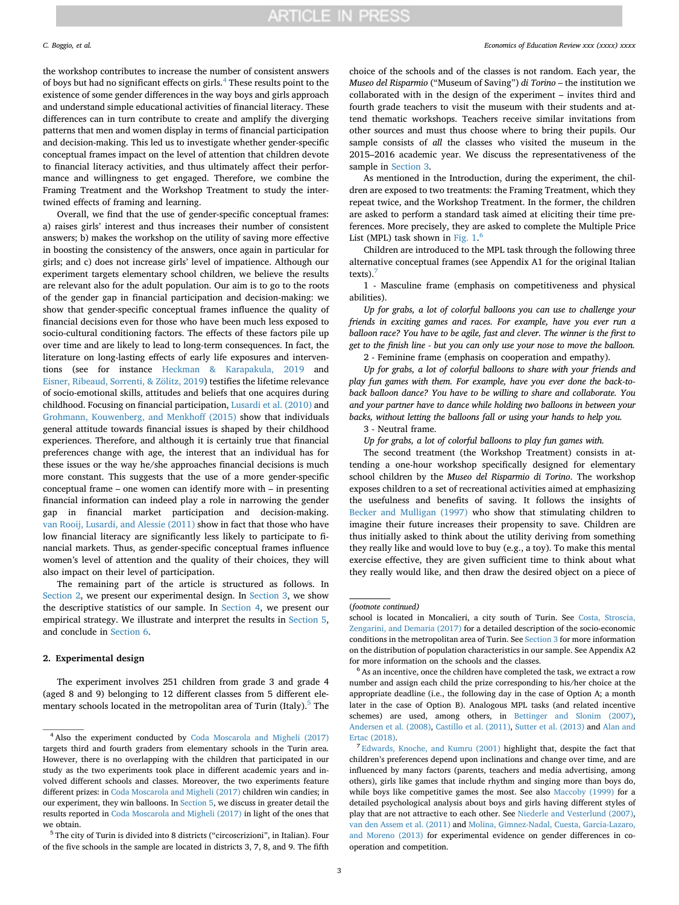the workshop contributes to increase the number of consistent answers of boys but had no significant effects on girls.[4] These results point to the existence of some gender differences in the way boys and girls approach and understand simple educational activities of financial literacy. These differences can in turn contribute to create and amplify the diverging patterns that men and women display in terms of financial participation and decision-making. This led us to investigate whether gender-specific conceptual frames impact on the level of attention that children devote to financial literacy activities, and thus ultimately affect their performance and willingness to get engaged. Therefore, we combine the Framing Treatment and the Workshop Treatment to study the intertwined effects of framing and learning.

Overall, we find that the use of gender-specific conceptual frames: a) raises girls' interest and thus increases their number of consistent answers; b) makes the workshop on the utility of saving more effective in boosting the consistency of the answers, once again in particular for girls; and c) does not increase girls' level of impatience. Although our experiment targets elementary school children, we believe the results are relevant also for the adult population. Our aim is to go to the roots of the gender gap in financial participation and decision-making: we show that gender-specific conceptual frames influence the quality of financial decisions even for those who have been much less exposed to socio-cultural conditioning factors. The effects of these factors pile up over time and are likely to lead to long-term consequences. In fact, the literature on long-lasting effects of early life exposures and interventions (see for instance Heckman & Karapakula, 2019 and Eisner, Ribeaud, Sorrenti, & Zölitz, 2019) testifies the lifetime relevance of socio-emotional skills, attitudes and beliefs that one acquires during childhood. Focusing on financial participation, Lusardi et al. (2010) and Grohmann, Kouwenberg, and Menkhoff (2015) show that individuals general attitude towards financial issues is shaped by their childhood experiences. Therefore, and although it is certainly true that financial preferences change with age, the interest that an individual has for these issues or the way he/she approaches financial decisions is much more constant. This suggests that the use of a more gender-specific conceptual frame – one women can identify more with – in presenting financial information can indeed play a role in narrowing the gender gap in financial market participation and decision-making. van Rooij, Lusardi, and Alessie (2011) show in fact that those who have low financial literacy are significantly less likely to participate to financial markets. Thus, as gender-specific conceptual frames influence women's level of attention and the quality of their choices, they will also impact on their level of participation.

The remaining part of the article is structured as follows. In Section 2, we present our experimental design. In Section 3, we show the descriptive statistics of our sample. In Section 4, we present our empirical strategy. We illustrate and interpret the results in Section 5, and conclude in Section 6.

## 2. Experimental design

The experiment involves 251 children from grade 3 and grade 4 (aged 8 and 9) belonging to 12 different classes from 5 different elementary schools located in the metropolitan area of Turin (Italy).[5] The choice of the schools and of the classes is not random. Each year, the *Museo del Risparmio* ("Museum of Saving") *di Torino* – the institution we collaborated with in the design of the experiment – invites third and fourth grade teachers to visit the museum with their students and attend thematic workshops. Teachers receive similar invitations from other sources and must thus choose where to bring their pupils. Our sample consists of *all* the classes who visited the museum in the 2015–2016 academic year. We discuss the representativeness of the sample in Section 3.

As mentioned in the Introduction, during the experiment, the children are exposed to two treatments: the Framing Treatment, which they repeat twice, and the Workshop Treatment. In the former, the children are asked to perform a standard task aimed at eliciting their time preferences. More precisely, they are asked to complete the Multiple Price List (MPL) task shown in Fig. 1.[6]

Children are introduced to the MPL task through the following three alternative conceptual frames (see Appendix A1 for the original Italian texts).[7]

1 - Masculine frame (emphasis on competitiveness and physical abilities).

*Up for grabs, a lot of colorful balloons you can use to challenge your friends in exciting games and races. For example, have you ever run a balloon race? You have to be agile, fast and clever. The winner is the first to get to the finish line - but you can only use your nose to move the balloon.*

2 - Feminine frame (emphasis on cooperation and empathy).

*Up for grabs, a lot of colorful balloons to share with your friends and play fun games with them. For example, have you ever done the back-to-back balloon dance? You have to be willing to share and collaborate. You and your partner have to dance while holding two balloons in between your backs, without letting the balloons fall or using your hands to help you.*

3 - Neutral frame.

*Up for grabs, a lot of colorful balloons to play fun games with.*

The second treatment (the Workshop Treatment) consists in attending a one-hour workshop specifically designed for elementary school children by the *Museo del Risparmio di Torino*. The workshop exposes children to a set of recreational activities aimed at emphasizing the usefulness and benefits of saving. It follows the insights of Becker and Mulligan (1997) who show that stimulating children to imagine their future increases their propensity to save. Children are thus initially asked to think about the utility deriving from something they really like and would love to buy (e.g., a toy). To make this mental exercise effective, they are given sufficient time to think about what they really would like, and then draw the desired object on a piece of

---

[4] Also the experiment conducted by Coda Moscarola and Migheli (2017) targets third and fourth graders from elementary schools in the Turin area. However, there is no overlapping with the children that participated in our study as the two experiments took place in different academic years and involved different schools and classes. Moreover, the two experiments feature different prizes: in Coda Moscarola and Migheli (2017) children win candies; in our experiment, they win balloons. In Section 5, we discuss in greater detail the results reported in Coda Moscarola and Migheli (2017) in light of the ones that we obtain.

[5] The city of Turin is divided into 8 districts ("circoscrizioni", in Italian). Four of the five schools in the sample are located in districts 3, 7, 8, and 9. The fifth school is located in Moncalieri, a city south of Turin. See Costa, Stroscia, Zengarini, and Demaria (2017) for a detailed description of the socio-economic conditions in the metropolitan area of Turin. See Section 3 for more information on the distribution of population characteristics in our sample. See Appendix A2 for more information on the schools and the classes.

[6] As an incentive, once the children have completed the task, we extract a row number and assign each child the prize corresponding to his/her choice at the appropriate deadline (i.e., the following day in the case of Option A; a month later in the case of Option B). Analogous MPL tasks (and related incentive schemes) are used, among others, in Bettinger and Slonim (2007), Andersen et al. (2008), Castillo et al. (2011), Sutter et al. (2013) and Alan and Ertac (2018).

[7] Edwards, Knoche, and Kumru (2001) highlight that, despite the fact that children's preferences depend upon inclinations and change over time, and are influenced by many factors (parents, teachers and media advertising, among others), girls like games that include rhythm and singing more than boys do, while boys like competitive games the most. See also Maccoby (1999) for a detailed psychological analysis about boys and girls having different styles of play that are not attractive to each other. See Niederle and Vesterlund (2007), van den Assem et al. (2011) and Molina, Gimnez-Nadal, Cuesta, Garcia-Lazaro, and Moreno (2013) for experimental evidence on gender differences in cooperation and competition.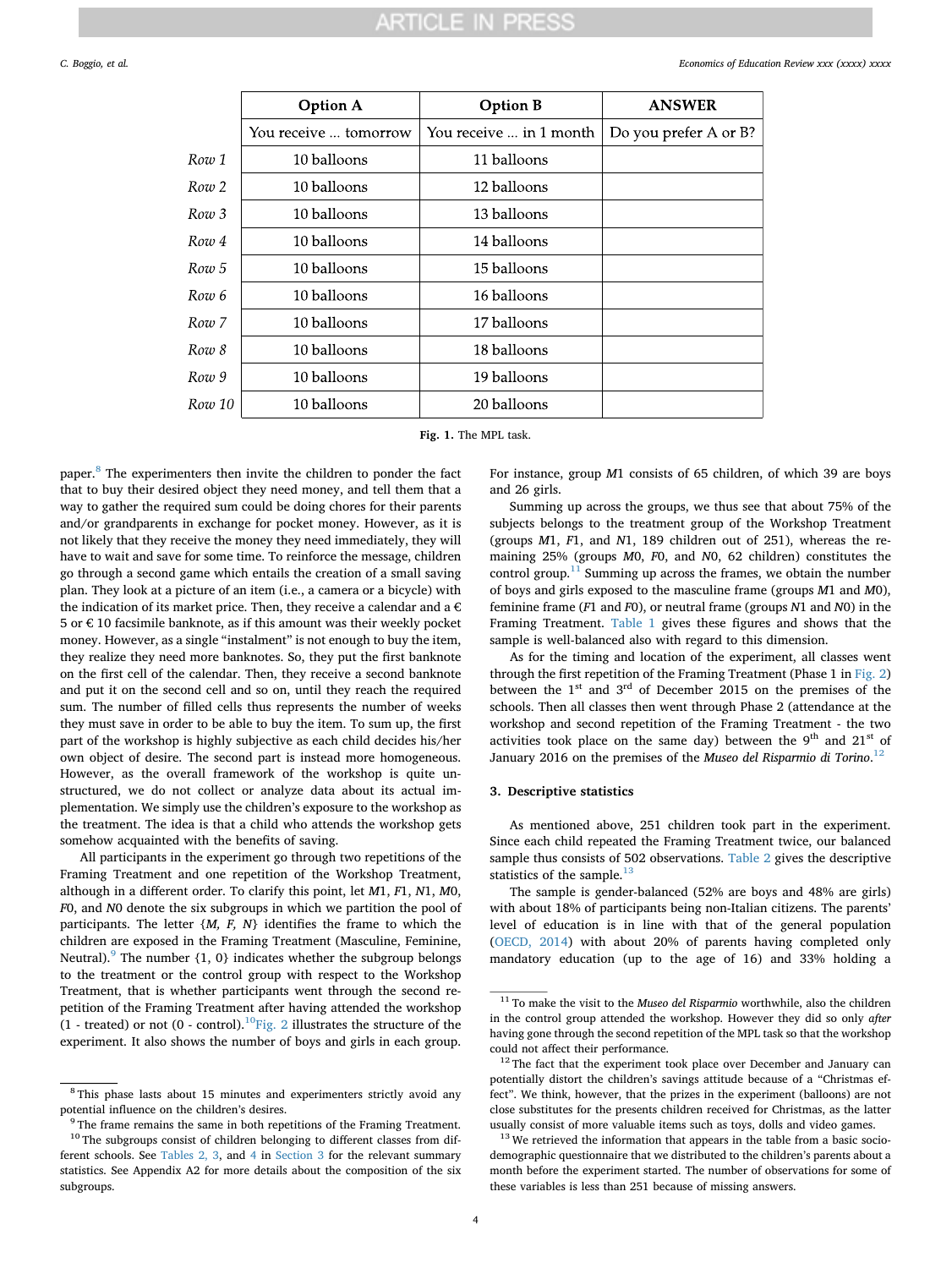|  | Option A | Option B | ANSWER |
|---|---|---|---|
|  | You receive ... tomorrow | You receive ... in 1 month | Do you prefer A or B? |
| *Row 1* | 10 balloons | 11 balloons |  |
| *Row 2* | 10 balloons | 12 balloons |  |
| *Row 3* | 10 balloons | 13 balloons |  |
| *Row 4* | 10 balloons | 14 balloons |  |
| *Row 5* | 10 balloons | 15 balloons |  |
| *Row 6* | 10 balloons | 16 balloons |  |
| *Row 7* | 10 balloons | 17 balloons |  |
| *Row 8* | 10 balloons | 18 balloons |  |
| *Row 9* | 10 balloons | 19 balloons |  |
| *Row 10* | 10 balloons | 20 balloons |  |

**Fig. 1.** The MPL task.

paper.[8] The experimenters then invite the children to ponder the fact that to buy their desired object they need money, and tell them that a way to gather the required sum could be doing chores for their parents and/or grandparents in exchange for pocket money. However, as it is not likely that they receive the money they need immediately, they will have to wait and save for some time. To reinforce the message, children go through a second game which entails the creation of a small saving plan. They look at a picture of an item (i.e., a camera or a bicycle) with the indication of its market price. Then, they receive a calendar and a € 5 or € 10 facsimile banknote, as if this amount was their weekly pocket money. However, as a single "instalment" is not enough to buy the item, they realize they need more banknotes. So, they put the first banknote on the first cell of the calendar. Then, they receive a second banknote and put it on the second cell and so on, until they reach the required sum. The number of filled cells thus represents the number of weeks they must save in order to be able to buy the item. To sum up, the first part of the workshop is highly subjective as each child decides his/her own object of desire. The second part is instead more homogeneous. However, as the overall framework of the workshop is quite unstructured, we do not collect or analyze data about its actual implementation. We simply use the children's exposure to the workshop as the treatment. The idea is that a child who attends the workshop gets somehow acquainted with the benefits of saving.

All participants in the experiment go through two repetitions of the Framing Treatment and one repetition of the Workshop Treatment, although in a different order. To clarify this point, let *M*1, *F*1, *N*1, *M*0, *F*0, and *N*0 denote the six subgroups in which we partition the pool of participants. The letter {*M, F, N*} identifies the frame to which the children are exposed in the Framing Treatment (Masculine, Feminine, Neutral).[9] The number {1, 0} indicates whether the subgroup belongs to the treatment or the control group with respect to the Workshop Treatment, that is whether participants went through the second repetition of the Framing Treatment after having attended the workshop (1 - treated) or not (0 - control).[10] Fig. 2 illustrates the structure of the experiment. It also shows the number of boys and girls in each group. For instance, group *M*1 consists of 65 children, of which 39 are boys and 26 girls.

Summing up across the groups, we thus see that about 75% of the subjects belongs to the treatment group of the Workshop Treatment (groups *M*1, *F*1, and *N*1, 189 children out of 251), whereas the remaining 25% (groups *M*0, *F*0, and *N*0, 62 children) constitutes the control group.[11] Summing up across the frames, we obtain the number of boys and girls exposed to the masculine frame (groups *M*1 and *M*0), feminine frame (*F*1 and *F*0), or neutral frame (groups *N*1 and *N*0) in the Framing Treatment. Table 1 gives these figures and shows that the sample is well-balanced also with regard to this dimension.

As for the timing and location of the experiment, all classes went through the first repetition of the Framing Treatment (Phase 1 in Fig. 2) between the 1st and 3rd of December 2015 on the premises of the schools. Then all classes then went through Phase 2 (attendance at the workshop and second repetition of the Framing Treatment - the two activities took place on the same day) between the 9th and 21st of January 2016 on the premises of the *Museo del Risparmio di Torino*.[12]

## 3. Descriptive statistics

As mentioned above, 251 children took part in the experiment. Since each child repeated the Framing Treatment twice, our balanced sample thus consists of 502 observations. Table 2 gives the descriptive statistics of the sample.[13]

The sample is gender-balanced (52% are boys and 48% are girls) with about 18% of participants being non-Italian citizens. The parents' level of education is in line with that of the general population (OECD, 2014) with about 20% of parents having completed only mandatory education (up to the age of 16) and 33% holding a

---

[8] This phase lasts about 15 minutes and experimenters strictly avoid any potential influence on the children's desires.

[9] The frame remains the same in both repetitions of the Framing Treatment.

[10] The subgroups consist of children belonging to different classes from different schools. See Tables 2, 3, and 4 in Section 3 for the relevant summary statistics. See Appendix A2 for more details about the composition of the six subgroups.

[11] To make the visit to the *Museo del Risparmio* worthwhile, also the children in the control group attended the workshop. However they did so only *after* having gone through the second repetition of the MPL task so that the workshop could not affect their performance.

[12] The fact that the experiment took place over December and January can potentially distort the children's savings attitude because of a "Christmas effect". We think, however, that the prizes in the experiment (balloons) are not close substitutes for the presents children received for Christmas, as the latter usually consist of more valuable items such as toys, dolls and video games.

[13] We retrieved the information that appears in the table from a basic socio-demographic questionnaire that we distributed to the children's parents about a month before the experiment started. The number of observations for some of these variables is less than 251 because of missing answers.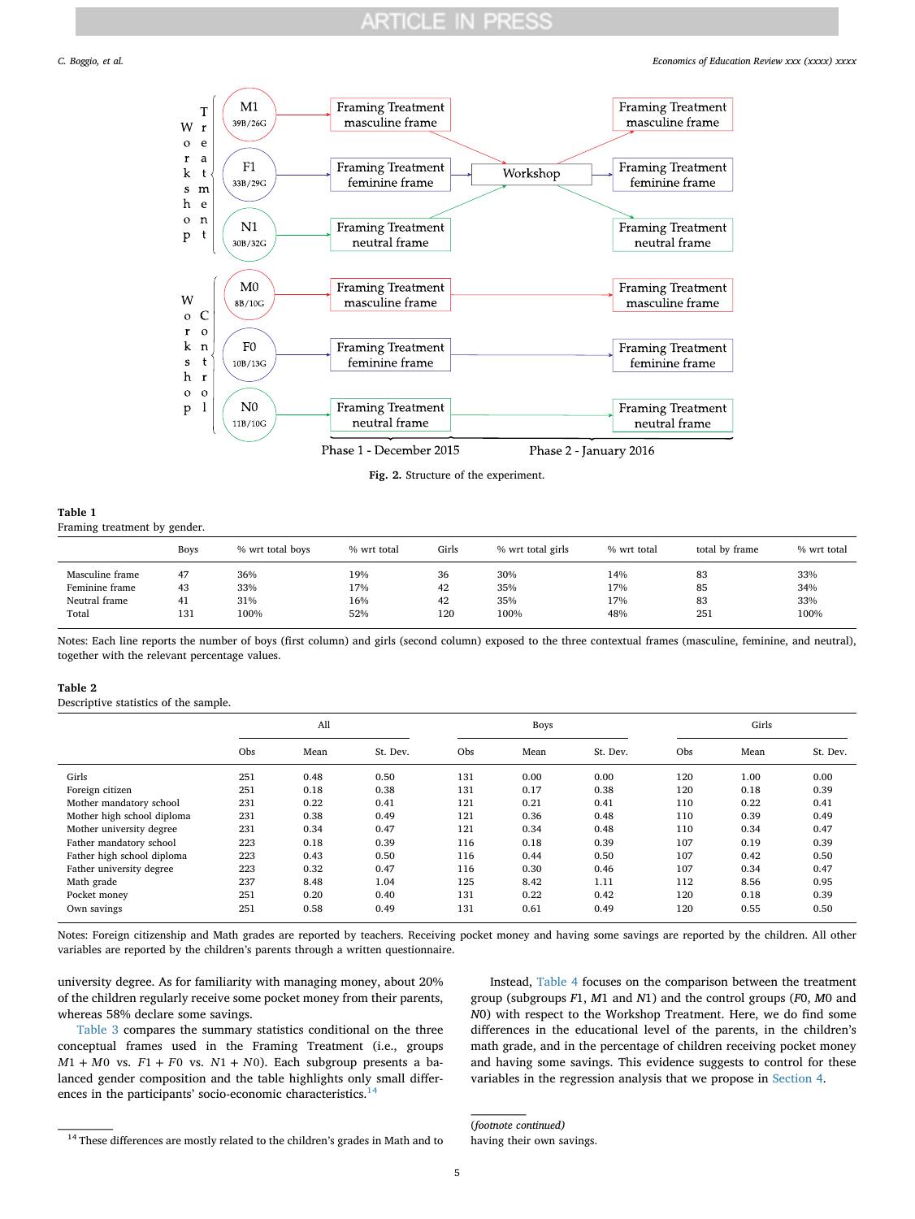Workshop Treatment

| | Phase 1 - December 2015 | | Phase 2 - January 2016 |
|---|---|---|---|
| M1 (39B/26G) | Framing Treatment masculine frame | Workshop | Framing Treatment masculine frame |
| F1 (33B/29G) | Framing Treatment feminine frame | Workshop | Framing Treatment feminine frame |
| N1 (30B/32G) | Framing Treatment neutral frame | Workshop | Framing Treatment neutral frame |

Workshop Control

| | Phase 1 - December 2015 | Phase 2 - January 2016 |
|---|---|---|
| M0 (8B/10G) | Framing Treatment masculine frame | Framing Treatment masculine frame |
| F0 (10B/13G) | Framing Treatment feminine frame | Framing Treatment feminine frame |
| N0 (11B/10G) | Framing Treatment neutral frame | Framing Treatment neutral frame |

**Fig. 2.** Structure of the experiment.

**Table 1**
Framing treatment by gender.

| | Boys | % wrt total boys | % wrt total | Girls | % wrt total girls | % wrt total | total by frame | % wrt total |
|---|---|---|---|---|---|---|---|---|
| Masculine frame | 47 | 36% | 19% | 36 | 30% | 14% | 83 | 33% |
| Feminine frame | 43 | 33% | 17% | 42 | 35% | 17% | 85 | 34% |
| Neutral frame | 41 | 31% | 16% | 42 | 35% | 17% | 83 | 33% |
| Total | 131 | 100% | 52% | 120 | 100% | 48% | 251 | 100% |

Notes: Each line reports the number of boys (first column) and girls (second column) exposed to the three contextual frames (masculine, feminine, and neutral), together with the relevant percentage values.

**Table 2**
Descriptive statistics of the sample.

| | All | | | Boys | | | Girls | | |
|---|---|---|---|---|---|---|---|---|---|
| | Obs | Mean | St. Dev. | Obs | Mean | St. Dev. | Obs | Mean | St. Dev. |
| Girls | 251 | 0.48 | 0.50 | 131 | 0.00 | 0.00 | 120 | 1.00 | 0.00 |
| Foreign citizen | 251 | 0.18 | 0.38 | 131 | 0.17 | 0.38 | 120 | 0.18 | 0.39 |
| Mother mandatory school | 231 | 0.22 | 0.41 | 121 | 0.21 | 0.41 | 110 | 0.22 | 0.41 |
| Mother high school diploma | 231 | 0.38 | 0.49 | 121 | 0.36 | 0.48 | 110 | 0.39 | 0.49 |
| Mother university degree | 231 | 0.34 | 0.47 | 121 | 0.34 | 0.48 | 110 | 0.34 | 0.47 |
| Father mandatory school | 223 | 0.18 | 0.39 | 116 | 0.18 | 0.39 | 107 | 0.19 | 0.39 |
| Father high school diploma | 223 | 0.43 | 0.50 | 116 | 0.44 | 0.50 | 107 | 0.42 | 0.50 |
| Father university degree | 223 | 0.32 | 0.47 | 116 | 0.30 | 0.46 | 107 | 0.34 | 0.47 |
| Math grade | 237 | 8.48 | 1.04 | 125 | 8.42 | 1.11 | 112 | 8.56 | 0.95 |
| Pocket money | 251 | 0.20 | 0.40 | 131 | 0.22 | 0.42 | 120 | 0.18 | 0.39 |
| Own savings | 251 | 0.58 | 0.49 | 131 | 0.61 | 0.49 | 120 | 0.55 | 0.50 |

Notes: Foreign citizenship and Math grades are reported by teachers. Receiving pocket money and having some savings are reported by the children. All other variables are reported by the children's parents through a written questionnaire.

university degree. As for familiarity with managing money, about 20% of the children regularly receive some pocket money from their parents, whereas 58% declare some savings.

Table 3 compares the summary statistics conditional on the three conceptual frames used in the Framing Treatment (i.e., groups $M1 + M0$ vs. $F1 + F0$ vs. $N1 + N0$). Each subgroup presents a balanced gender composition and the table highlights only small differences in the participants' socio-economic characteristics.[14]

Instead, Table 4 focuses on the comparison between the treatment group (subgroups $F1$, $M1$ and $N1$) and the control groups ($F0$, $M0$ and $N0$) with respect to the Workshop Treatment. Here, we do find some differences in the educational level of the parents, in the children's math grade, and in the percentage of children receiving pocket money and having some savings. This evidence suggests to control for these variables in the regression analysis that we propose in Section 4.

[14] These differences are mostly related to the children's grades in Math and to having their own savings.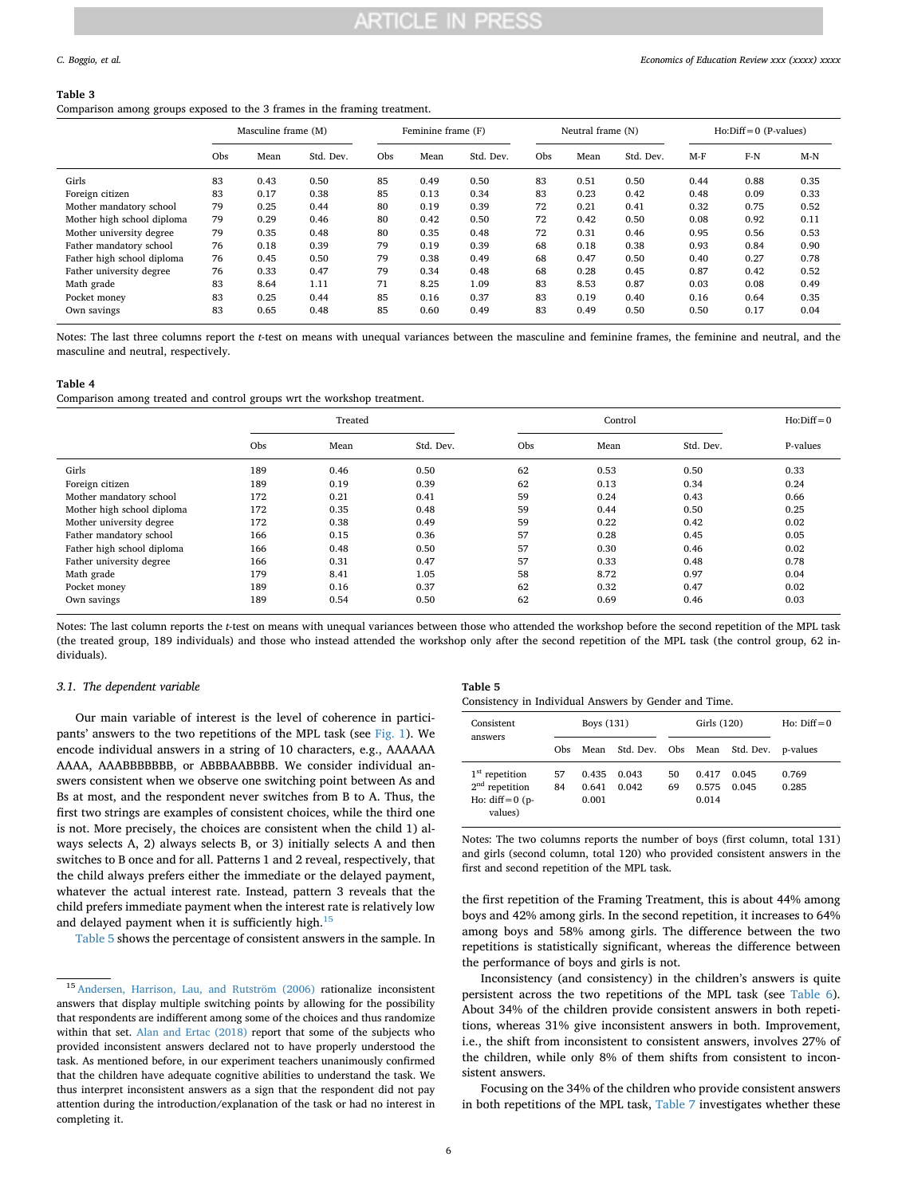**Table 3**
Comparison among groups exposed to the 3 frames in the framing treatment.

| | Masculine frame (M) | | | Feminine frame (F) | | | Neutral frame (N) | | | Ho:Diff = 0 (P-values) | | |
|---|---|---|---|---|---|---|---|---|---|---|---|---|
| | Obs | Mean | Std. Dev. | Obs | Mean | Std. Dev. | Obs | Mean | Std. Dev. | M-F | F-N | M-N |
| Girls | 83 | 0.43 | 0.50 | 85 | 0.49 | 0.50 | 83 | 0.51 | 0.50 | 0.44 | 0.88 | 0.35 |
| Foreign citizen | 83 | 0.17 | 0.38 | 85 | 0.13 | 0.34 | 83 | 0.23 | 0.42 | 0.48 | 0.09 | 0.33 |
| Mother mandatory school | 79 | 0.25 | 0.44 | 80 | 0.19 | 0.39 | 72 | 0.21 | 0.41 | 0.32 | 0.75 | 0.52 |
| Mother high school diploma | 79 | 0.29 | 0.46 | 80 | 0.42 | 0.50 | 72 | 0.42 | 0.50 | 0.08 | 0.92 | 0.11 |
| Mother university degree | 79 | 0.35 | 0.48 | 80 | 0.35 | 0.48 | 72 | 0.31 | 0.46 | 0.95 | 0.56 | 0.53 |
| Father mandatory school | 76 | 0.18 | 0.39 | 79 | 0.19 | 0.39 | 68 | 0.18 | 0.38 | 0.93 | 0.84 | 0.90 |
| Father high school diploma | 76 | 0.45 | 0.50 | 79 | 0.38 | 0.49 | 68 | 0.47 | 0.50 | 0.40 | 0.27 | 0.78 |
| Father university degree | 76 | 0.33 | 0.47 | 79 | 0.34 | 0.48 | 68 | 0.28 | 0.45 | 0.87 | 0.42 | 0.52 |
| Math grade | 83 | 8.64 | 1.11 | 71 | 8.25 | 1.09 | 83 | 8.53 | 0.87 | 0.03 | 0.08 | 0.49 |
| Pocket money | 83 | 0.25 | 0.44 | 85 | 0.16 | 0.37 | 83 | 0.19 | 0.40 | 0.16 | 0.64 | 0.35 |
| Own savings | 83 | 0.65 | 0.48 | 85 | 0.60 | 0.49 | 83 | 0.49 | 0.50 | 0.50 | 0.17 | 0.04 |

Notes: The last three columns report the *t*-test on means with unequal variances between the masculine and feminine frames, the feminine and neutral, and the masculine and neutral, respectively.

**Table 4**
Comparison among treated and control groups wrt the workshop treatment.

| | Treated | | | Control | | | Ho:Diff = 0 |
|---|---|---|---|---|---|---|---|
| | Obs | Mean | Std. Dev. | Obs | Mean | Std. Dev. | P-values |
| Girls | 189 | 0.46 | 0.50 | 62 | 0.53 | 0.50 | 0.33 |
| Foreign citizen | 189 | 0.19 | 0.39 | 62 | 0.13 | 0.34 | 0.24 |
| Mother mandatory school | 172 | 0.21 | 0.41 | 59 | 0.24 | 0.43 | 0.66 |
| Mother high school diploma | 172 | 0.35 | 0.48 | 59 | 0.44 | 0.50 | 0.25 |
| Mother university degree | 172 | 0.38 | 0.49 | 59 | 0.22 | 0.42 | 0.02 |
| Father mandatory school | 166 | 0.15 | 0.36 | 57 | 0.28 | 0.45 | 0.05 |
| Father high school diploma | 166 | 0.48 | 0.50 | 57 | 0.30 | 0.46 | 0.02 |
| Father university degree | 166 | 0.31 | 0.47 | 57 | 0.33 | 0.48 | 0.78 |
| Math grade | 179 | 8.41 | 1.05 | 58 | 8.72 | 0.97 | 0.04 |
| Pocket money | 189 | 0.16 | 0.37 | 62 | 0.32 | 0.47 | 0.02 |
| Own savings | 189 | 0.54 | 0.50 | 62 | 0.69 | 0.46 | 0.03 |

Notes: The last column reports the *t*-test on means with unequal variances between those who attended the workshop before the second repetition of the MPL task (the treated group, 189 individuals) and those who instead attended the workshop only after the second repetition of the MPL task (the control group, 62 individuals).

### 3.1. The dependent variable

Our main variable of interest is the level of coherence in participants' answers to the two repetitions of the MPL task (see Fig. 1). We encode individual answers in a string of 10 characters, e.g., AAAAAA AAAA, AAABBBBBBB, or ABBBAABBBB. We consider individual answers consistent when we observe one switching point between As and Bs at most, and the respondent never switches from B to A. Thus, the first two strings are examples of consistent choices, while the third one is not. More precisely, the choices are consistent when the child 1) always selects A, 2) always selects B, or 3) initially selects A and then switches to B once and for all. Patterns 1 and 2 reveal, respectively, that the child always prefers either the immediate or the delayed payment, whatever the actual interest rate. Instead, pattern 3 reveals that the child prefers immediate payment when the interest rate is relatively low and delayed payment when it is sufficiently high.[15]

Table 5 shows the percentage of consistent answers in the sample. In the first repetition of the Framing Treatment, this is about 44% among boys and 42% among girls. In the second repetition, it increases to 64% among boys and 58% among girls. The difference between the two repetitions is statistically significant, whereas the difference between the performance of boys and girls is not.

**Table 5**
Consistency in Individual Answers by Gender and Time.

| Consistent answers | Boys (131) | | | Girls (120) | | | Ho: Diff = 0 |
|---|---|---|---|---|---|---|---|
| | Obs | Mean | Std. Dev. | Obs | Mean | Std. Dev. | p-values |
| 1[st] repetition | 57 | 0.435 | 0.043 | 50 | 0.417 | 0.045 | 0.769 |
| 2[nd] repetition | 84 | 0.641 | 0.042 | 69 | 0.575 | 0.045 | 0.285 |
| Ho: diff = 0 (p-values) | | 0.001 | | | 0.014 | | |

Notes: The two columns reports the number of boys (first column, total 131) and girls (second column, total 120) who provided consistent answers in the first and second repetition of the MPL task.

Inconsistency (and consistency) in the children's answers is quite persistent across the two repetitions of the MPL task (see Table 6). About 34% of the children provide consistent answers in both repetitions, whereas 31% give inconsistent answers in both. Improvement, i.e., the shift from inconsistent to consistent answers, involves 27% of the children, while only 8% of them shifts from consistent to inconsistent answers.

Focusing on the 34% of the children who provide consistent answers in both repetitions of the MPL task, Table 7 investigates whether these

[15] Andersen, Harrison, Lau, and Rutström (2006) rationalize inconsistent answers that display multiple switching points by allowing for the possibility that respondents are indifferent among some of the choices and thus randomize within that set. Alan and Ertac (2018) report that some of the subjects who provided inconsistent answers declared not to have properly understood the task. As mentioned before, in our experiment teachers unanimously confirmed that the children have adequate cognitive abilities to understand the task. We thus interpret inconsistent answers as a sign that the respondent did not pay attention during the introduction/explanation of the task or had no interest in completing it.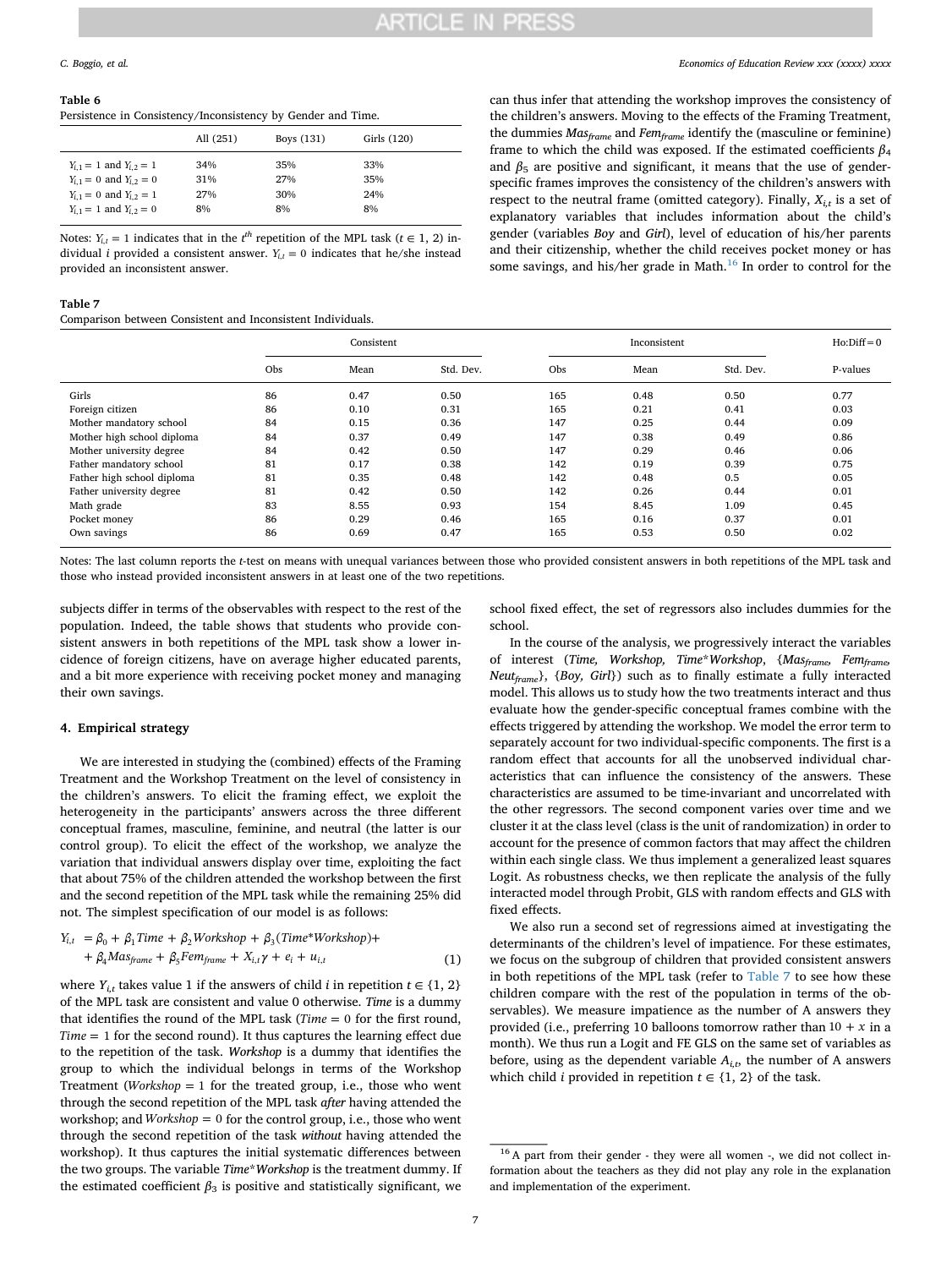**Table 6**
Persistence in Consistency/Inconsistency by Gender and Time.

| | All (251) | Boys (131) | Girls (120) |
|---|---|---|---|
| $Y_{i,1} = 1$ and $Y_{i,2} = 1$ | 34% | 35% | 33% |
| $Y_{i,1} = 0$ and $Y_{i,2} = 0$ | 31% | 27% | 35% |
| $Y_{i,1} = 0$ and $Y_{i,2} = 1$ | 27% | 30% | 24% |
| $Y_{i,1} = 1$ and $Y_{i,2} = 0$ | 8% | 8% | 8% |

Notes: $Y_{i,t} = 1$ indicates that in the $t^{th}$ repetition of the MPL task ($t \in 1, 2$) individual $i$ provided a consistent answer. $Y_{i,t} = 0$ indicates that he/she instead provided an inconsistent answer.

**Table 7**
Comparison between Consistent and Inconsistent Individuals.

| | Consistent | | | Inconsistent | | | Ho:Diff = 0 |
|---|---|---|---|---|---|---|---|
| | Obs | Mean | Std. Dev. | Obs | Mean | Std. Dev. | P-values |
| Girls | 86 | 0.47 | 0.50 | 165 | 0.48 | 0.50 | 0.77 |
| Foreign citizen | 86 | 0.10 | 0.31 | 165 | 0.21 | 0.41 | 0.03 |
| Mother mandatory school | 84 | 0.15 | 0.36 | 147 | 0.25 | 0.44 | 0.09 |
| Mother high school diploma | 84 | 0.37 | 0.49 | 147 | 0.38 | 0.49 | 0.86 |
| Mother university degree | 84 | 0.42 | 0.50 | 147 | 0.29 | 0.46 | 0.06 |
| Father mandatory school | 81 | 0.17 | 0.38 | 142 | 0.19 | 0.39 | 0.75 |
| Father high school diploma | 81 | 0.35 | 0.48 | 142 | 0.48 | 0.5 | 0.05 |
| Father university degree | 81 | 0.42 | 0.50 | 142 | 0.26 | 0.44 | 0.01 |
| Math grade | 83 | 8.55 | 0.93 | 154 | 8.45 | 1.09 | 0.45 |
| Pocket money | 86 | 0.29 | 0.46 | 165 | 0.16 | 0.37 | 0.01 |
| Own savings | 86 | 0.69 | 0.47 | 165 | 0.53 | 0.50 | 0.02 |

Notes: The last column reports the *t*-test on means with unequal variances between those who provided consistent answers in both repetitions of the MPL task and those who instead provided inconsistent answers in at least one of the two repetitions.

subjects differ in terms of the observables with respect to the rest of the population. Indeed, the table shows that students who provide consistent answers in both repetitions of the MPL task show a lower incidence of foreign citizens, have on average higher educated parents, and a bit more experience with receiving pocket money and managing their own savings.

## 4. Empirical strategy

We are interested in studying the (combined) effects of the Framing Treatment and the Workshop Treatment on the level of consistency in the children's answers. To elicit the framing effect, we exploit the heterogeneity in the participants' answers across the three different conceptual frames, masculine, feminine, and neutral (the latter is our control group). To elicit the effect of the workshop, we analyze the variation that individual answers display over time, exploiting the fact that about 75% of the children attended the workshop between the first and the second repetition of the MPL task while the remaining 25% did not. The simplest specification of our model is as follows:

$$\begin{aligned} Y_{i,t} &= \beta_0 + \beta_1 Time + \beta_2 Workshop + \beta_3 (Time{*}Workshop) + \\ &+ \beta_4 Mas_{frame} + \beta_5 Fem_{frame} + X_{i,t}\gamma + e_i + u_{i,t} \end{aligned} \quad (1)$$

where $Y_{i,t}$ takes value 1 if the answers of child $i$ in repetition $t \in \{1, 2\}$ of the MPL task are consistent and value 0 otherwise. *Time* is a dummy that identifies the round of the MPL task ($Time = 0$ for the first round, $Time = 1$ for the second round). It thus captures the learning effect due to the repetition of the task. *Workshop* is a dummy that identifies the group to which the individual belongs in terms of the Workshop Treatment ($Workshop = 1$ for the treated group, i.e., those who went through the second repetition of the MPL task *after* having attended the workshop; and $Workshop = 0$ for the control group, i.e., those who went through the second repetition of the task *without* having attended the workshop). It thus captures the initial systematic differences between the two groups. The variable *Time*\*Workshop* is the treatment dummy. If the estimated coefficient $\beta_3$ is positive and statistically significant, we can thus infer that attending the workshop improves the consistency of the children's answers. Moving to the effects of the Framing Treatment, the dummies $Mas_{frame}$ and $Fem_{frame}$ identify the (masculine or feminine) frame to which the child was exposed. If the estimated coefficients $\beta_4$ and $\beta_5$ are positive and significant, it means that the use of gender-specific frames improves the consistency of the children's answers with respect to the neutral frame (omitted category). Finally, $X_{i,t}$ is a set of explanatory variables that includes information about the child's gender (variables *Boy* and *Girl*), level of education of his/her parents and their citizenship, whether the child receives pocket money or has some savings, and his/her grade in Math.[16] In order to control for the school fixed effect, the set of regressors also includes dummies for the school.

In the course of the analysis, we progressively interact the variables of interest (*Time, Workshop, Time*Workshop*, {$Mas_{frame}$, $Fem_{frame}$, $Neut_{frame}$}, {*Boy, Girl*}) such as to finally estimate a fully interacted model. This allows us to study how the two treatments interact and thus evaluate how the gender-specific conceptual frames combine with the effects triggered by attending the workshop. We model the error term to separately account for two individual-specific components. The first is a random effect that accounts for all the unobserved individual characteristics that can influence the consistency of the answers. These characteristics are assumed to be time-invariant and uncorrelated with the other regressors. The second component varies over time and we cluster it at the class level (class is the unit of randomization) in order to account for the presence of common factors that may affect the children within each single class. We thus implement a generalized least squares Logit. As robustness checks, we then replicate the analysis of the fully interacted model through Probit, GLS with random effects and GLS with fixed effects.

We also run a second set of regressions aimed at investigating the determinants of the children's level of impatience. For these estimates, we focus on the subgroup of children that provided consistent answers in both repetitions of the MPL task (refer to Table 7 to see how these children compare with the rest of the population in terms of the observables). We measure impatience as the number of A answers they provided (i.e., preferring 10 balloons tomorrow rather than $10 + x$ in a month). We thus run a Logit and FE GLS on the same set of variables as before, using as the dependent variable $A_{i,t}$, the number of A answers which child $i$ provided in repetition $t \in \{1, 2\}$ of the task.

[16] A part from their gender - they were all women -, we did not collect information about the teachers as they did not play any role in the explanation and implementation of the experiment.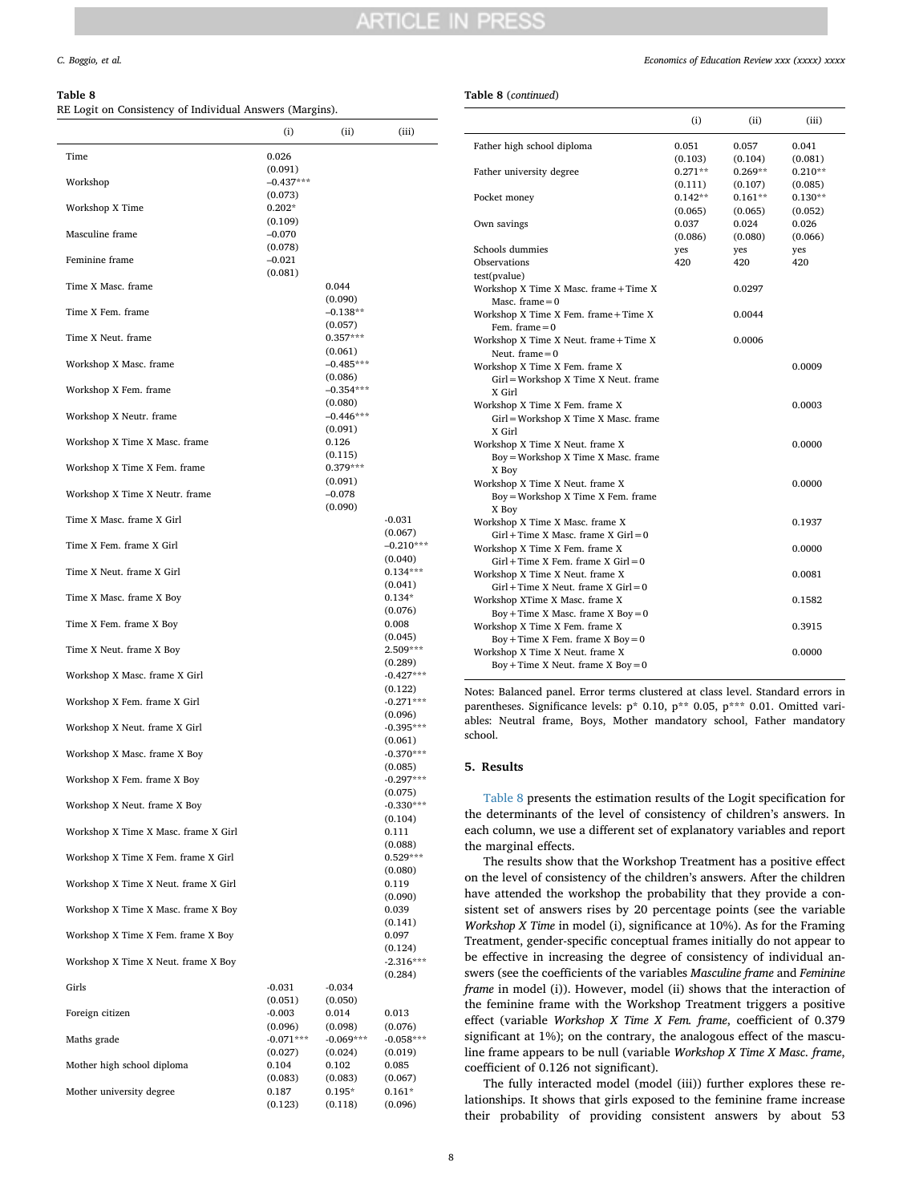**Table 8**
RE Logit on Consistency of Individual Answers (Margins).

| | (i) | (ii) | (iii) |
|---|---|---|---|
| Time | 0.026 | | |
| | (0.091) | | |
| Workshop | –0.437*** | | |
| | (0.073) | | |
| Workshop X Time | 0.202* | | |
| | (0.109) | | |
| Masculine frame | –0.070 | | |
| | (0.078) | | |
| Feminine frame | –0.021 | | |
| | (0.081) | | |
| Time X Masc. frame | | 0.044 | |
| | | (0.090) | |
| Time X Fem. frame | | –0.138** | |
| | | (0.057) | |
| Time X Neut. frame | | 0.357*** | |
| | | (0.061) | |
| Workshop X Masc. frame | | –0.485*** | |
| | | (0.086) | |
| Workshop X Fem. frame | | –0.354*** | |
| | | (0.080) | |
| Workshop X Neutr. frame | | –0.446*** | |
| | | (0.091) | |
| Workshop X Time X Masc. frame | | 0.126 | |
| | | (0.115) | |
| Workshop X Time X Fem. frame | | 0.379*** | |
| | | (0.091) | |
| Workshop X Time X Neutr. frame | | –0.078 | |
| | | (0.090) | |
| Time X Masc. frame X Girl | | | -0.031 |
| | | | (0.067) |
| Time X Fem. frame X Girl | | | –0.210*** |
| | | | (0.040) |
| Time X Neut. frame X Girl | | | 0.134*** |
| | | | (0.041) |
| Time X Masc. frame X Boy | | | 0.134* |
| | | | (0.076) |
| Time X Fem. frame X Boy | | | 0.008 |
| | | | (0.045) |
| Time X Neut. frame X Boy | | | 2.509*** |
| | | | (0.289) |
| Workshop X Masc. frame X Girl | | | -0.427*** |
| | | | (0.122) |
| Workshop X Fem. frame X Girl | | | -0.271*** |
| | | | (0.096) |
| Workshop X Neut. frame X Girl | | | -0.395*** |
| | | | (0.061) |
| Workshop X Masc. frame X Boy | | | -0.370*** |
| | | | (0.085) |
| Workshop X Fem. frame X Boy | | | -0.297*** |
| | | | (0.075) |
| Workshop X Neut. frame X Boy | | | -0.330*** |
| | | | (0.104) |
| Workshop X Time X Masc. frame X Girl | | | 0.111 |
| | | | (0.088) |
| Workshop X Time X Fem. frame X Girl | | | 0.529*** |
| | | | (0.080) |
| Workshop X Time X Neut. frame X Girl | | | 0.119 |
| | | | (0.090) |
| Workshop X Time X Masc. frame X Boy | | | 0.039 |
| | | | (0.141) |
| Workshop X Time X Fem. frame X Boy | | | 0.097 |
| | | | (0.124) |
| Workshop X Time X Neut. frame X Boy | | | -2.316*** |
| | | | (0.284) |
| Girls | -0.031 | -0.034 | |
| | (0.051) | (0.050) | |
| Foreign citizen | -0.003 | 0.014 | 0.013 |
| | (0.096) | (0.098) | (0.076) |
| Maths grade | -0.071*** | -0.069*** | -0.058*** |
| | (0.027) | (0.024) | (0.019) |
| Mother high school diploma | 0.104 | 0.102 | 0.085 |
| | (0.083) | (0.083) | (0.067) |
| Mother university degree | 0.187 | 0.195* | 0.161* |
| | (0.123) | (0.118) | (0.096) |
| Father high school diploma | 0.051 | 0.057 | 0.041 |
| | (0.103) | (0.104) | (0.081) |
| Father university degree | 0.271** | 0.269** | 0.210** |
| | (0.111) | (0.107) | (0.085) |
| Pocket money | 0.142** | 0.161** | 0.130** |
| | (0.065) | (0.065) | (0.052) |
| Own savings | 0.037 | 0.024 | 0.026 |
| | (0.086) | (0.080) | (0.066) |
| Schools dummies | yes | yes | yes |
| Observations | 420 | 420 | 420 |
| test(pvalue) | | | |
| Workshop X Time X Masc. frame + Time X Masc. frame = 0 | | 0.0297 | |
| Workshop X Time X Fem. frame + Time X Fem. frame = 0 | | 0.0044 | |
| Workshop X Time X Neut. frame + Time X Neut. frame = 0 | | 0.0006 | |
| Workshop X Time X Fem. frame X Girl = Workshop X Time X Neut. frame X Girl | | | 0.0009 |
| Workshop X Time X Fem. frame X Girl = Workshop X Time X Masc. frame X Girl | | | 0.0003 |
| Workshop X Time X Neut. frame X Boy = Workshop X Time X Masc. frame X Boy | | | 0.0000 |
| Workshop X Time X Neut. frame X Boy = Workshop X Time X Fem. frame X Boy | | | 0.0000 |
| Workshop X Time X Masc. frame X Girl + Time X Masc. frame X Girl = 0 | | | 0.1937 |
| Workshop X Time X Fem. frame X Girl + Time X Fem. frame X Girl = 0 | | | 0.0000 |
| Workshop X Time X Neut. frame X Girl + Time X Neut. frame X Girl = 0 | | | 0.0081 |
| Workshop XTime X Masc. frame X Boy + Time X Masc. frame X Boy = 0 | | | 0.1582 |
| Workshop X Time X Fem. frame X Boy + Time X Fem. frame X Boy = 0 | | | 0.3915 |
| Workshop X Time X Neut. frame X Boy + Time X Neut. frame X Boy = 0 | | | 0.0000 |

Notes: Balanced panel. Error terms clustered at class level. Standard errors in parentheses. Significance levels: p* 0.10, p** 0.05, p*** 0.01. Omitted variables: Neutral frame, Boys, Mother mandatory school, Father mandatory school.

## 5. Results

Table 8 presents the estimation results of the Logit specification for the determinants of the level of consistency of children's answers. In each column, we use a different set of explanatory variables and report the marginal effects.

The results show that the Workshop Treatment has a positive effect on the level of consistency of the children's answers. After the children have attended the workshop the probability that they provide a consistent set of answers rises by 20 percentage points (see the variable *Workshop X Time* in model (i), significance at 10%). As for the Framing Treatment, gender-specific conceptual frames initially do not appear to be effective in increasing the degree of consistency of individual answers (see the coefficients of the variables *Masculine frame* and *Feminine frame* in model (i)). However, model (ii) shows that the interaction of the feminine frame with the Workshop Treatment triggers a positive effect (variable *Workshop X Time X Fem. frame*, coefficient of 0.379 significant at 1%); on the contrary, the analogous effect of the masculine frame appears to be null (variable *Workshop X Time X Masc. frame*, coefficient of 0.126 not significant).

The fully interacted model (model (iii)) further explores these relationships. It shows that girls exposed to the feminine frame increase their probability of providing consistent answers by about 53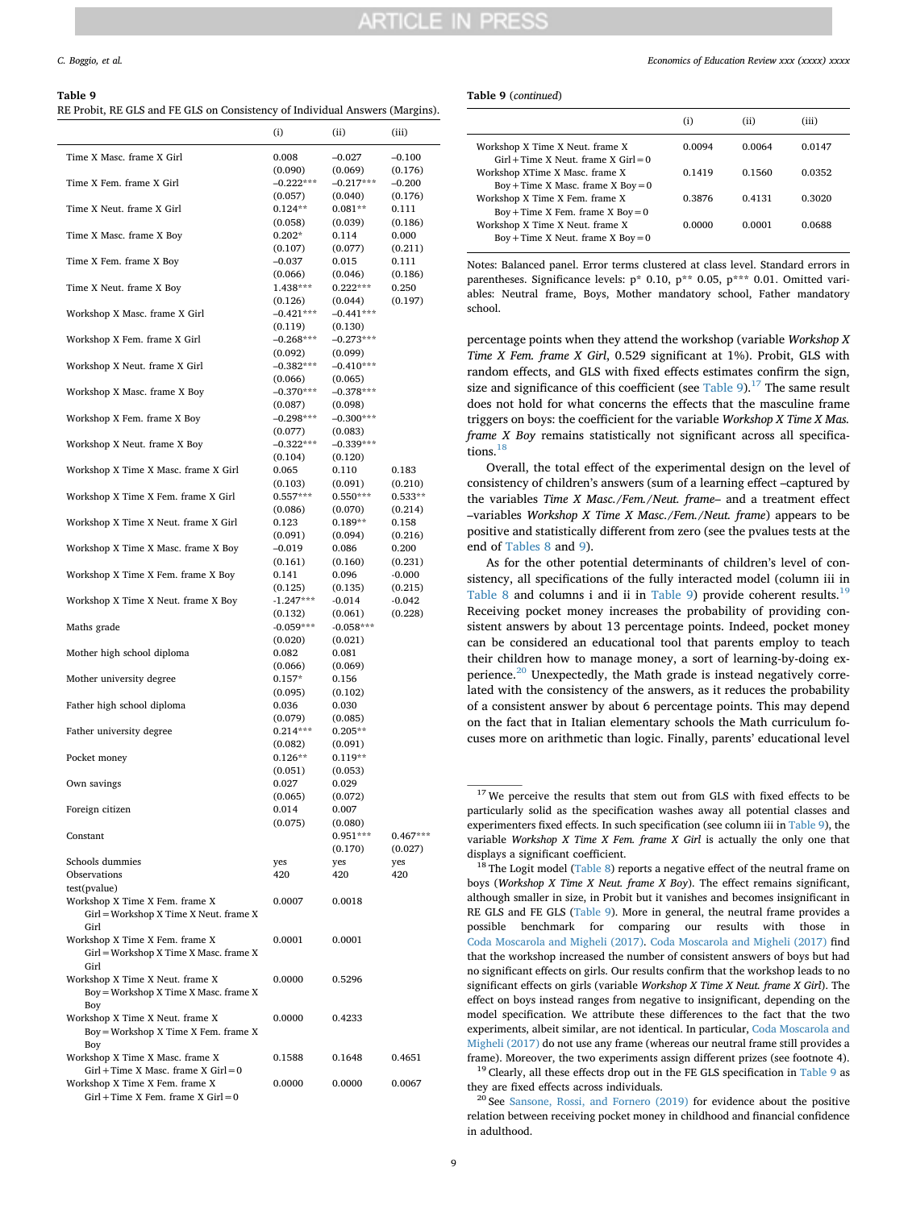**Table 9**
RE Probit, RE GLS and FE GLS on Consistency of Individual Answers (Margins).

| | (i) | (ii) | (iii) |
|---|---|---|---|
| Time X Masc. frame X Girl | 0.008 | −0.027 | −0.100 |
| | (0.090) | (0.069) | (0.176) |
| Time X Fem. frame X Girl | −0.222*** | −0.217*** | −0.200 |
| | (0.057) | (0.040) | (0.176) |
| Time X Neut. frame X Girl | 0.124** | 0.081** | 0.111 |
| | (0.058) | (0.039) | (0.186) |
| Time X Masc. frame X Boy | 0.202* | 0.114 | 0.000 |
| | (0.107) | (0.077) | (0.211) |
| Time X Fem. frame X Boy | −0.037 | 0.015 | 0.111 |
| | (0.066) | (0.046) | (0.186) |
| Time X Neut. frame X Boy | 1.438*** | 0.222*** | 0.250 |
| | (0.126) | (0.044) | (0.197) |
| Workshop X Masc. frame X Girl | −0.421*** | −0.441*** | |
| | (0.119) | (0.130) | |
| Workshop X Fem. frame X Girl | −0.268*** | −0.273*** | |
| | (0.092) | (0.099) | |
| Workshop X Neut. frame X Girl | −0.382*** | −0.410*** | |
| | (0.066) | (0.065) | |
| Workshop X Masc. frame X Boy | −0.370*** | −0.378*** | |
| | (0.087) | (0.098) | |
| Workshop X Fem. frame X Boy | −0.298*** | −0.300*** | |
| | (0.077) | (0.083) | |
| Workshop X Neut. frame X Boy | −0.322*** | −0.339*** | |
| | (0.104) | (0.120) | |
| Workshop X Time X Masc. frame X Girl | 0.065 | 0.110 | 0.183 |
| | (0.103) | (0.091) | (0.210) |
| Workshop X Time X Fem. frame X Girl | 0.557*** | 0.550*** | 0.533** |
| | (0.086) | (0.070) | (0.214) |
| Workshop X Time X Neut. frame X Girl | 0.123 | 0.189** | 0.158 |
| | (0.091) | (0.094) | (0.216) |
| Workshop X Time X Masc. frame X Boy | −0.019 | 0.086 | 0.200 |
| | (0.161) | (0.160) | (0.231) |
| Workshop X Time X Fem. frame X Boy | 0.141 | 0.096 | −0.000 |
| | (0.125) | (0.135) | (0.215) |
| Workshop X Time X Neut. frame X Boy | -1.247*** | −0.014 | −0.042 |
| | (0.132) | (0.061) | (0.228) |
| Maths grade | -0.059*** | −0.058*** | |
| | (0.020) | (0.021) | |
| Mother high school diploma | 0.082 | 0.081 | |
| | (0.066) | (0.069) | |
| Mother university degree | 0.157* | 0.156 | |
| | (0.095) | (0.102) | |
| Father high school diploma | 0.036 | 0.030 | |
| | (0.079) | (0.085) | |
| Father university degree | 0.214*** | 0.205** | |
| | (0.082) | (0.091) | |
| Pocket money | 0.126** | 0.119** | |
| | (0.051) | (0.053) | |
| Own savings | 0.027 | 0.029 | |
| | (0.065) | (0.072) | |
| Foreign citizen | 0.014 | 0.007 | |
| | (0.075) | (0.080) | |
| Constant | | 0.951*** | 0.467*** |
| | | (0.170) | (0.027) |
| Schools dummies | yes | yes | yes |
| Observations | 420 | 420 | 420 |
| test(pvalue) | | | |
| Workshop X Time X Fem. frame X Girl = Workshop X Time X Neut. frame X Girl | 0.0007 | 0.0018 | |
| Workshop X Time X Fem. frame X Girl = Workshop X Time X Masc. frame X Girl | 0.0001 | 0.0001 | |
| Workshop X Time X Neut. frame X Boy = Workshop X Time X Masc. frame X Boy | 0.0000 | 0.5296 | |
| Workshop X Time X Neut. frame X Boy = Workshop X Time X Fem. frame X Boy | 0.0000 | 0.4233 | |
| Workshop X Time X Masc. frame X Girl + Time X Masc. frame X Girl = 0 | 0.1588 | 0.1648 | 0.4651 |
| Workshop X Time X Fem. frame X Girl + Time X Fem. frame X Girl = 0 | 0.0000 | 0.0000 | 0.0067 |
| Workshop X Time X Neut. frame X Girl + Time X Neut. frame X Girl = 0 | 0.0094 | 0.0064 | 0.0147 |
| Workshop XTime X Masc. frame X Boy + Time X Masc. frame X Boy = 0 | 0.1419 | 0.1560 | 0.0352 |
| Workshop X Time X Fem. frame X Boy + Time X Fem. frame X Boy = 0 | 0.3876 | 0.4131 | 0.3020 |
| Workshop X Time X Neut. frame X Boy + Time X Neut. frame X Boy = 0 | 0.0000 | 0.0001 | 0.0688 |

Notes: Balanced panel. Error terms clustered at class level. Standard errors in parentheses. Significance levels: p* 0.10, p** 0.05, p*** 0.01. Omitted variables: Neutral frame, Boys, Mother mandatory school, Father mandatory school.

percentage points when they attend the workshop (variable *Workshop X Time X Fem. frame X Girl*, 0.529 significant at 1%). Probit, GLS with random effects, and GLS with fixed effects estimates confirm the sign, size and significance of this coefficient (see Table 9).[17] The same result does not hold for what concerns the effects that the masculine frame triggers on boys: the coefficient for the variable *Workshop X Time X Mas. frame X Boy* remains statistically not significant across all specifications.[18]

Overall, the total effect of the experimental design on the level of consistency of children's answers (sum of a learning effect –captured by the variables *Time X Masc./Fem./Neut. frame*– and a treatment effect –variables *Workshop X Time X Masc./Fem./Neut. frame*) appears to be positive and statistically different from zero (see the pvalues tests at the end of Tables 8 and 9).

As for the other potential determinants of children's level of consistency, all specifications of the fully interacted model (column iii in Table 8 and columns i and ii in Table 9) provide coherent results.[19] Receiving pocket money increases the probability of providing consistent answers by about 13 percentage points. Indeed, pocket money can be considered an educational tool that parents employ to teach their children how to manage money, a sort of learning-by-doing experience.[20] Unexpectedly, the Math grade is instead negatively correlated with the consistency of the answers, as it reduces the probability of a consistent answer by about 6 percentage points. This may depend on the fact that in Italian elementary schools the Math curriculum focuses more on arithmetic than logic. Finally, parents' educational level

[17] We perceive the results that stem out from GLS with fixed effects to be particularly solid as the specification washes away all potential classes and experimenters fixed effects. In such specification (see column iii in Table 9), the variable *Workshop X Time X Fem. frame X Girl* is actually the only one that displays a significant coefficient.

[18] The Logit model (Table 8) reports a negative effect of the neutral frame on boys (*Workshop X Time X Neut. frame X Boy*). The effect remains significant, although smaller in size, in Probit but it vanishes and becomes insignificant in RE GLS and FE GLS (Table 9). More in general, the neutral frame provides a possible benchmark for comparing our results with those in Coda Moscarola and Migheli (2017). Coda Moscarola and Migheli (2017) find that the workshop increased the number of consistent answers of boys but had no significant effects on girls. Our results confirm that the workshop leads to no significant effects on girls (variable *Workshop X Time X Neut. frame X Girl*). The effect on boys instead ranges from negative to insignificant, depending on the model specification. We attribute these differences to the fact that the two experiments, albeit similar, are not identical. In particular, Coda Moscarola and Migheli (2017) do not use any frame (whereas our neutral frame still provides a frame). Moreover, the two experiments assign different prizes (see footnote 4).

[19] Clearly, all these effects drop out in the FE GLS specification in Table 9 as they are fixed effects across individuals.

[20] See Sansone, Rossi, and Fornero (2019) for evidence about the positive relation between receiving pocket money in childhood and financial confidence in adulthood.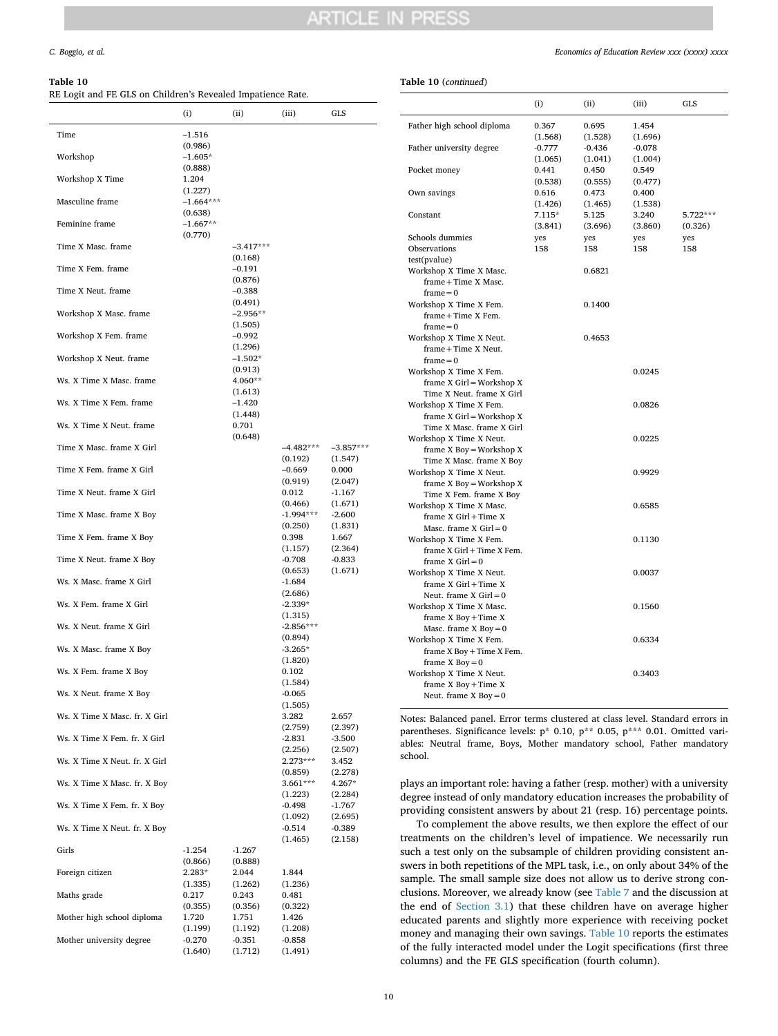**Table 10**
RE Logit and FE GLS on Children's Revealed Impatience Rate.

| | (i) | (ii) | (iii) | GLS |
|---|---|---|---|---|
| Time | –1.516 | | | |
| | (0.986) | | | |
| Workshop | –1.605* | | | |
| | (0.888) | | | |
| Workshop X Time | 1.204 | | | |
| | (1.227) | | | |
| Masculine frame | –1.664*** | | | |
| | (0.638) | | | |
| Feminine frame | –1.667** | | | |
| | (0.770) | | | |
| Time X Masc. frame | | –3.417*** | | |
| | | (0.168) | | |
| Time X Fem. frame | | –0.191 | | |
| | | (0.876) | | |
| Time X Neut. frame | | –0.388 | | |
| | | (0.491) | | |
| Workshop X Masc. frame | | –2.956** | | |
| | | (1.505) | | |
| Workshop X Fem. frame | | –0.992 | | |
| | | (1.296) | | |
| Workshop X Neut. frame | | –1.502* | | |
| | | (0.913) | | |
| Ws. X Time X Masc. frame | | 4.060** | | |
| | | (1.613) | | |
| Ws. X Time X Fem. frame | | –1.420 | | |
| | | (1.448) | | |
| Ws. X Time X Neut. frame | | 0.701 | | |
| | | (0.648) | | |
| Time X Masc. frame X Girl | | | –4.482*** | –3.857*** |
| | | | (0.192) | (1.547) |
| Time X Fem. frame X Girl | | | –0.669 | 0.000 |
| | | | (0.919) | (2.047) |
| Time X Neut. frame X Girl | | | 0.012 | -1.167 |
| | | | (0.466) | (1.671) |
| Time X Masc. frame X Boy | | | -1.994*** | -2.600 |
| | | | (0.250) | (1.831) |
| Time X Fem. frame X Boy | | | 0.398 | 1.667 |
| | | | (1.157) | (2.364) |
| Time X Neut. frame X Boy | | | -0.708 | -0.833 |
| | | | (0.653) | (1.671) |
| Ws. X Masc. frame X Girl | | | -1.684 | |
| | | | (2.686) | |
| Ws. X Fem. frame X Girl | | | -2.339* | |
| | | | (1.315) | |
| Ws. X Neut. frame X Girl | | | -2.856*** | |
| | | | (0.894) | |
| Ws. X Masc. frame X Boy | | | -3.265* | |
| | | | (1.820) | |
| Ws. X Fem. frame X Boy | | | 0.102 | |
| | | | (1.584) | |
| Ws. X Neut. frame X Boy | | | -0.065 | |
| | | | (1.505) | |
| Ws. X Time X Masc. fr. X Girl | | | 3.282 | 2.657 |
| | | | (2.759) | (2.397) |
| Ws. X Time X Fem. fr. X Girl | | | -2.831 | -3.500 |
| | | | (2.256) | (2.507) |
| Ws. X Time X Neut. fr. X Girl | | | 2.273*** | 3.452 |
| | | | (0.859) | (2.278) |
| Ws. X Time X Masc. fr. X Boy | | | 3.661*** | 4.267* |
| | | | (1.223) | (2.284) |
| Ws. X Time X Fem. fr. X Boy | | | -0.498 | -1.767 |
| | | | (1.092) | (2.695) |
| Ws. X Time X Neut. fr. X Boy | | | -0.514 | -0.389 |
| | | | (1.465) | (2.158) |
| Girls | -1.254 | -1.267 | | |
| | (0.866) | (0.888) | | |
| Foreign citizen | 2.283* | 2.044 | 1.844 | |
| | (1.335) | (1.262) | (1.236) | |
| Maths grade | 0.217 | 0.243 | 0.481 | |
| | (0.355) | (0.356) | (0.322) | |
| Mother high school diploma | 1.720 | 1.751 | 1.426 | |
| | (1.199) | (1.192) | (1.208) | |
| Mother university degree | -0.270 | -0.351 | -0.858 | |
| | (1.640) | (1.712) | (1.491) | |
| Father high school diploma | 0.367 | 0.695 | 1.454 | |
| | (1.568) | (1.528) | (1.696) | |
| Father university degree | -0.777 | -0.436 | -0.078 | |
| | (1.065) | (1.041) | (1.004) | |
| Pocket money | 0.441 | 0.450 | 0.549 | |
| | (0.538) | (0.555) | (0.477) | |
| Own savings | 0.616 | 0.473 | 0.400 | |
| | (1.426) | (1.465) | (1.538) | |
| Constant | 7.115* | 5.125 | 3.240 | 5.722*** |
| | (3.841) | (3.696) | (3.860) | (0.326) |
| Schools dummies | yes | yes | yes | yes |
| Observations | 158 | 158 | 158 | 158 |
| test(pvalue) | | | | |
| Workshop X Time X Masc. frame + Time X Masc. frame = 0 | | 0.6821 | | |
| Workshop X Time X Fem. frame + Time X Fem. frame = 0 | | 0.1400 | | |
| Workshop X Time X Neut. frame + Time X Neut. frame = 0 | | 0.4653 | | |
| Workshop X Time X Fem. frame X Girl = Workshop X Time X Neut. frame X Girl | | | 0.0245 | |
| Workshop X Time X Fem. frame X Girl = Workshop X Time X Masc. frame X Girl | | | 0.0826 | |
| Workshop X Time X Neut. frame X Boy = Workshop X Time X Masc. frame X Boy | | | 0.0225 | |
| Workshop X Time X Neut. frame X Boy = Workshop X Time X Fem. frame X Boy | | | 0.9929 | |
| Workshop X Time X Masc. frame X Girl + Time X Masc. frame X Girl = 0 | | | 0.6585 | |
| Workshop X Time X Fem. frame X Girl + Time X Fem. frame X Girl = 0 | | | 0.1130 | |
| Workshop X Time X Neut. frame X Girl + Time X Neut. frame X Girl = 0 | | | 0.0037 | |
| Workshop X Time X Masc. frame X Boy + Time X Masc. frame X Boy = 0 | | | 0.1560 | |
| Workshop X Time X Fem. frame X Boy + Time X Fem. frame X Boy = 0 | | | 0.6334 | |
| Workshop X Time X Neut. frame X Boy + Time X Neut. frame X Boy = 0 | | | 0.3403 | |

Notes: Balanced panel. Error terms clustered at class level. Standard errors in parentheses. Significance levels: p* 0.10, p** 0.05, p*** 0.01. Omitted variables: Neutral frame, Boys, Mother mandatory school, Father mandatory school.

plays an important role: having a father (resp. mother) with a university degree instead of only mandatory education increases the probability of providing consistent answers by about 21 (resp. 16) percentage points.

To complement the above results, we then explore the effect of our treatments on the children's level of impatience. We necessarily run such a test only on the subsample of children providing consistent answers in both repetitions of the MPL task, i.e., on only about 34% of the sample. The small sample size does not allow us to derive strong conclusions. Moreover, we already know (see Table 7 and the discussion at the end of Section 3.1) that these children have on average higher educated parents and slightly more experience with receiving pocket money and managing their own savings. Table 10 reports the estimates of the fully interacted model under the Logit specifications (first three columns) and the FE GLS specification (fourth column).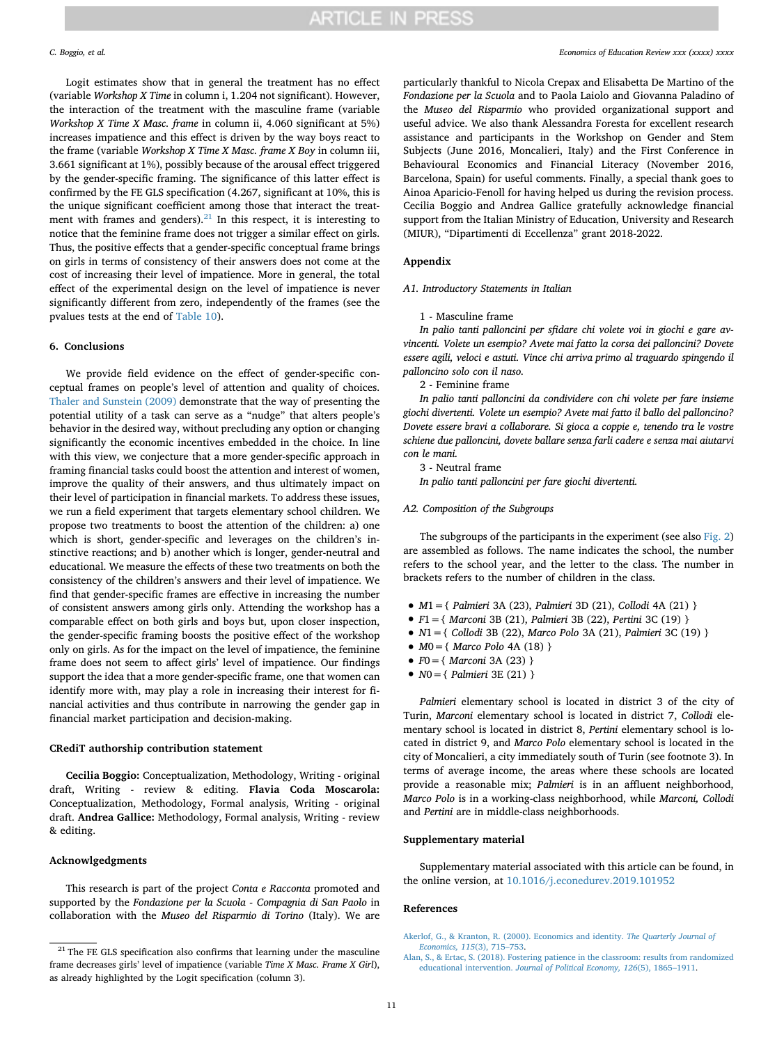Logit estimates show that in general the treatment has no effect (variable *Workshop X Time* in column i, 1.204 not significant). However, the interaction of the treatment with the masculine frame (variable *Workshop X Time X Masc. frame* in column ii, 4.060 significant at 5%) increases impatience and this effect is driven by the way boys react to the frame (variable *Workshop X Time X Masc. frame X Boy* in column iii, 3.661 significant at 1%), possibly because of the arousal effect triggered by the gender-specific framing. The significance of this latter effect is confirmed by the FE GLS specification (4.267, significant at 10%, this is the unique significant coefficient among those that interact the treatment with frames and genders).[21] In this respect, it is interesting to notice that the feminine frame does not trigger a similar effect on girls. Thus, the positive effects that a gender-specific conceptual frame brings on girls in terms of consistency of their answers does not come at the cost of increasing their level of impatience. More in general, the total effect of the experimental design on the level of impatience is never significantly different from zero, independently of the frames (see the pvalues tests at the end of Table 10).

## 6. Conclusions

We provide field evidence on the effect of gender-specific conceptual frames on people's level of attention and quality of choices. Thaler and Sunstein (2009) demonstrate that the way of presenting the potential utility of a task can serve as a "nudge" that alters people's behavior in the desired way, without precluding any option or changing significantly the economic incentives embedded in the choice. In line with this view, we conjecture that a more gender-specific approach in framing financial tasks could boost the attention and interest of women, improve the quality of their answers, and thus ultimately impact on their level of participation in financial markets. To address these issues, we run a field experiment that targets elementary school children. We propose two treatments to boost the attention of the children: a) one which is short, gender-specific and leverages on the children's instinctive reactions; and b) another which is longer, gender-neutral and educational. We measure the effects of these two treatments on both the consistency of the children's answers and their level of impatience. We find that gender-specific frames are effective in increasing the number of consistent answers among girls only. Attending the workshop has a comparable effect on both girls and boys but, upon closer inspection, the gender-specific framing boosts the positive effect of the workshop only on girls. As for the impact on the level of impatience, the feminine frame does not seem to affect girls' level of impatience. Our findings support the idea that a more gender-specific frame, one that women can identify more with, may play a role in increasing their interest for financial activities and thus contribute in narrowing the gender gap in financial market participation and decision-making.

### CRediT authorship contribution statement

**Cecilia Boggio:** Conceptualization, Methodology, Writing - original draft, Writing - review & editing. **Flavia Coda Moscarola:** Conceptualization, Methodology, Formal analysis, Writing - original draft. **Andrea Gallice:** Methodology, Formal analysis, Writing - review & editing.

### Acknowlgedgments

This research is part of the project *Conta e Racconta* promoted and supported by the *Fondazione per la Scuola - Compagnia di San Paolo* in collaboration with the *Museo del Risparmio di Torino* (Italy). We are particularly thankful to Nicola Crepax and Elisabetta De Martino of the *Fondazione per la Scuola* and to Paola Laiolo and Giovanna Paladino of the *Museo del Risparmio* who provided organizational support and useful advice. We also thank Alessandra Foresta for excellent research assistance and participants in the Workshop on Gender and Stem Subjects (June 2016, Moncalieri, Italy) and the First Conference in Behavioural Economics and Financial Literacy (November 2016, Barcelona, Spain) for useful comments. Finally, a special thank goes to Ainoa Aparicio-Fenoll for having helped us during the revision process. Cecilia Boggio and Andrea Gallice gratefully acknowledge financial support from the Italian Ministry of Education, University and Research (MIUR), "Dipartimenti di Eccellenza" grant 2018-2022.

[21] The FE GLS specification also confirms that learning under the masculine frame decreases girls' level of impatience (variable *Time X Masc. Frame X Girl*), as already highlighted by the Logit specification (column 3).

## Appendix

### A1. Introductory Statements in Italian

1 - Masculine frame

*In palio tanti palloncini per sfidare chi volete voi in giochi e gare avvincenti. Volete un esempio? Avete mai fatto la corsa dei palloncini? Dovete essere agili, veloci e astuti. Vince chi arriva primo al traguardo spingendo il palloncino solo con il naso.*

2 - Feminine frame

*In palio tanti palloncini da condividere con chi volete per fare insieme giochi divertenti. Volete un esempio? Avete mai fatto il ballo del palloncino? Dovete essere bravi a collaborare. Si gioca a coppie e, tenendo tra le vostre schiene due palloncini, dovete ballare senza farli cadere e senza mai aiutarvi con le mani.*

3 - Neutral frame

*In palio tanti palloncini per fare giochi divertenti.*

### A2. Composition of the Subgroups

The subgroups of the participants in the experiment (see also Fig. 2) are assembled as follows. The name indicates the school, the number refers to the school year, and the letter to the class. The number in brackets refers to the number of children in the class.

- $M1 = \{$ *Palmieri* 3A (23), *Palmieri* 3D (21), *Collodi* 4A (21) $\}$
- $F1 = \{$ *Marconi* 3B (21), *Palmieri* 3B (22), *Pertini* 3C (19) $\}$
- $N1 = \{$ *Collodi* 3B (22), *Marco Polo* 3A (21), *Palmieri* 3C (19) $\}$
- $M0 = \{$ *Marco Polo* 4A (18) $\}$
- $F0 = \{$ *Marconi* 3A (23) $\}$
- $N0 = \{$ *Palmieri* 3E (21) $\}$

*Palmieri* elementary school is located in district 3 of the city of Turin, *Marconi* elementary school is located in district 7, *Collodi* elementary school is located in district 8, *Pertini* elementary school is located in district 9, and *Marco Polo* elementary school is located in the city of Moncalieri, a city immediately south of Turin (see footnote 3). In terms of average income, the areas where these schools are located provide a reasonable mix; *Palmieri* is in an affluent neighborhood, *Marco Polo* is in a working-class neighborhood, while *Marconi, Collodi* and *Pertini* are in middle-class neighborhoods.

### Supplementary material

Supplementary material associated with this article can be found, in the online version, at 10.1016/j.econedurev.2019.101952

### References

Akerlof, G., & Kranton, R. (2000). Economics and identity. *The Quarterly Journal of Economics, 115*(3), 715–753.

Alan, S., & Ertac, S. (2018). Fostering patience in the classroom: results from randomized educational intervention. *Journal of Political Economy, 126*(5), 1865–1911.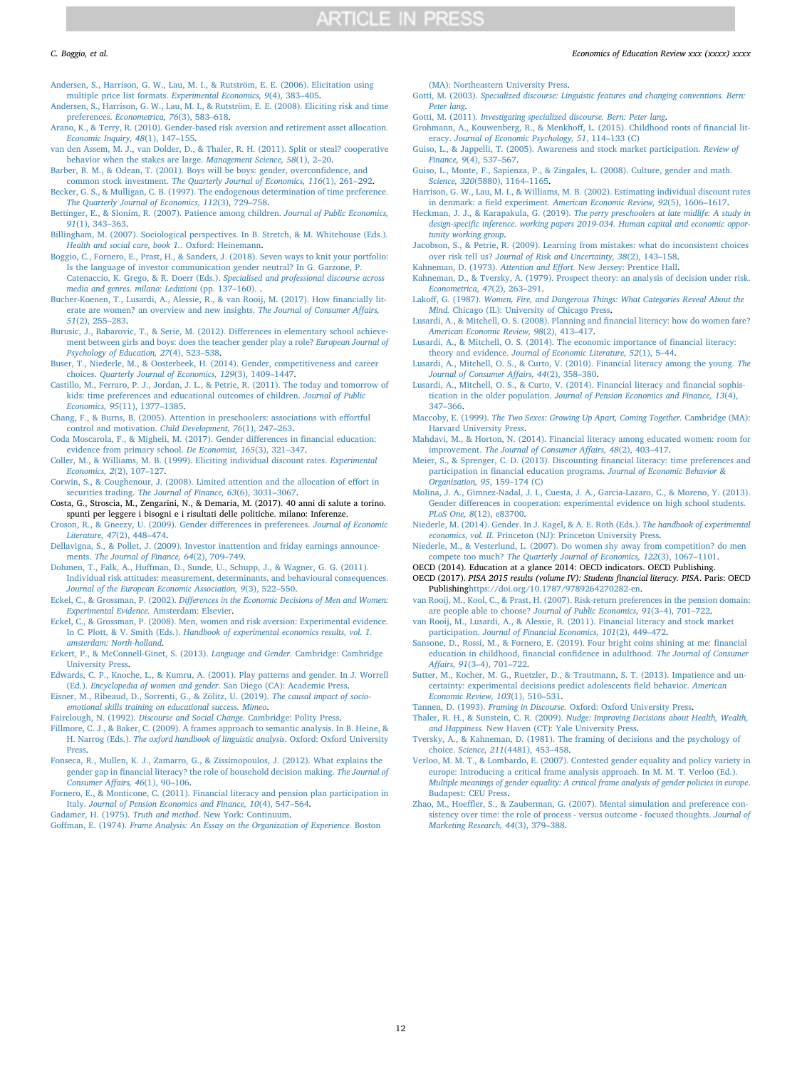Andersen, S., Harrison, G. W., Lau, M. I., & Rutström, E. E. (2006). Elicitation using multiple price list formats. *Experimental Economics, 9*(4), 383–405.

Andersen, S., Harrison, G. W., Lau, M. I., & Rutström, E. E. (2008). Eliciting risk and time preferences. *Econometrica, 76*(3), 583–618.

Arano, K., & Terry, R. (2010). Gender-based risk aversion and retirement asset allocation. *Economic Inquiry, 48*(1), 147–155.

van den Assem, M. J., van Dolder, D., & Thaler, R. H. (2011). Split or steal? cooperative behavior when the stakes are large. *Management Science, 58*(1), 2–20.

Barber, B. M., & Odean, T. (2001). Boys will be boys: gender, overconfidence, and common stock investment. *The Quarterly Journal of Economics, 116*(1), 261–292.

Becker, G. S., & Mulligan, C. B. (1997). The endogenous determination of time preference. *The Quarterly Journal of Economics, 112*(3), 729–758.

Bettinger, E., & Slonim, R. (2007). Patience among children. *Journal of Public Economics, 91*(1), 343–363.

Billingham, M. (2007). Sociological perspectives. In B. Stretch, & M. Whitehouse (Eds.). *Health and social care, book 1.*. Oxford: Heinemann.

Boggio, C., Fornero, E., Prast, H., & Sanders, J. (2018). Seven ways to knit your portfolio: Is the language of investor communication gender neutral? In G. Garzone, P. Catenaccio, K. Grego, & R. Doerr (Eds.). *Specialised and professional discourse across media and genres. milano: Ledizioni* (pp. 137–160). .

Bucher-Koenen, T., Lusardi, A., Alessie, R., & van Rooij, M. (2017). How financially literate are women? an overview and new insights. *The Journal of Consumer Affairs, 51*(2), 255–283.

Burusic, J., Babarovic, T., & Serie, M. (2012). Differences in elementary school achievement between girls and boys: does the teacher gender play a role? *European Journal of Psychology of Education, 27*(4), 523–538.

Buser, T., Niederle, M., & Oosterbeek, H. (2014). Gender, competitiveness and career choices. *Quarterly Journal of Economics, 129*(3), 1409–1447.

Castillo, M., Ferraro, P. J., Jordan, J. L., & Petrie, R. (2011). The today and tomorrow of kids: time preferences and educational outcomes of children. *Journal of Public Economics, 95*(11), 1377–1385.

Chang, F., & Burns, B. (2005). Attention in preschoolers: associations with effortful control and motivation. *Child Development, 76*(1), 247–263.

Coda Moscarola, F., & Migheli, M. (2017). Gender differences in financial education: evidence from primary school. *De Economist, 165*(3), 321–347.

Coller, M., & Williams, M. B. (1999). Eliciting individual discount rates. *Experimental Economics, 2*(2), 107–127.

Corwin, S., & Coughenour, J. (2008). Limited attention and the allocation of effort in securities trading. *The Journal of Finance, 63*(6), 3031–3067.

Costa, G., Stroscia, M., Zengarini, N., & Demaria, M. (2017). 40 anni di salute a torino. spunti per leggere i bisogni e i risultati delle politiche. milano: Inferenze.

Croson, R., & Gneezy, U. (2009). Gender differences in preferences. *Journal of Economic Literature, 47*(2), 448–474.

Dellavigna, S., & Pollet, J. (2009). Investor inattention and friday earnings announcements. *The Journal of Finance, 64*(2), 709–749.

Dohmen, T., Falk, A., Huffman, D., Sunde, U., Schupp, J., & Wagner, G. G. (2011). Individual risk attitudes: measurement, determinants, and behavioural consequences. *Journal of the European Economic Association, 9*(3), 522–550.

Eckel, C., & Grossman, P. (2002). *Differences in the Economic Decisions of Men and Women: Experimental Evidence.* Amsterdam: Elsevier.

Eckel, C., & Grossman, P. (2008). Men, women and risk aversion: Experimental evidence. In C. Plott, & V. Smith (Eds.). *Handbook of experimental economics results, vol. 1. amsterdam: North-holland*.

Eckert, P., & McConnell-Ginet, S. (2013). *Language and Gender.* Cambridge: Cambridge University Press.

Edwards, C. P., Knoche, L., & Kumru, A. (2001). Play patterns and gender. In J. Worrell (Ed.). *Encyclopedia of women and gender*. San Diego (CA): Academic Press.

Eisner, M., Ribeaud, D., Sorrenti, G., & Zölitz, U. (2019). *The causal impact of socio-emotional skills training on educational success. Mimeo*.

Fairclough, N. (1992). *Discourse and Social Change.* Cambridge: Polity Press.

Fillmore, C. J., & Baker, C. (2009). A frames approach to semantic analysis. In B. Heine, & H. Narrog (Eds.). *The oxford handbook of linguistic analysis*. Oxford: Oxford University Press.

Fonseca, R., Mullen, K. J., Zamarro, G., & Zissimopoulos, J. (2012). What explains the gender gap in financial literacy? the role of household decision making. *The Journal of Consumer Affairs, 46*(1), 90–106.

Fornero, E., & Monticone, C. (2011). Financial literacy and pension plan participation in Italy. *Journal of Pension Economics and Finance, 10*(4), 547–564.

Gadamer, H. (1975). *Truth and method*. New York: Continuum.

Goffman, E. (1974). *Frame Analysis: An Essay on the Organization of Experience.* Boston (MA): Northeastern University Press.

Gotti, M. (2003). *Specialized discourse: Linguistic features and changing conventions. Bern: Peter lang*.

Gotti, M. (2011). *Investigating specialized discourse. Bern: Peter lang*.

Grohmann, A., Kouwenberg, R., & Menkhoff, L. (2015). Childhood roots of financial literacy. *Journal of Economic Psychology, 51*, 114–133 (C)

Guiso, L., & Jappelli, T. (2005). Awareness and stock market participation. *Review of Finance, 9*(4), 537–567.

Guiso, L., Monte, F., Sapienza, P., & Zingales, L. (2008). Culture, gender and math. *Science, 320*(5880), 1164–1165.

Harrison, G. W., Lau, M. I., & Williams, M. B. (2002). Estimating individual discount rates in denmark: a field experiment. *American Economic Review, 92*(5), 1606–1617.

Heckman, J. J., & Karapakula, G. (2019). *The perry preschoolers at late midlife: A study in design-specific inference. working papers 2019-034. Human capital and economic opportunity working group*.

Jacobson, S., & Petrie, R. (2009). Learning from mistakes: what do inconsistent choices over risk tell us? *Journal of Risk and Uncertainty, 38*(2), 143–158.

Kahneman, D. (1973). *Attention and Effort.* New Jersey: Prentice Hall.

Kahneman, D., & Tversky, A. (1979). Prospect theory: an analysis of decision under risk. *Econometrica, 47*(2), 263–291.

Lakoff, G. (1987). *Women, Fire, and Dangerous Things: What Categories Reveal About the Mind.* Chicago (IL): University of Chicago Press.

Lusardi, A., & Mitchell, O. S. (2008). Planning and financial literacy: how do women fare? *American Economic Review, 98*(2), 413–417.

Lusardi, A., & Mitchell, O. S. (2014). The economic importance of financial literacy: theory and evidence. *Journal of Economic Literature, 52*(1), 5–44.

Lusardi, A., Mitchell, O. S., & Curto, V. (2010). Financial literacy among the young. *The Journal of Consumer Affairs, 44*(2), 358–380.

Lusardi, A., Mitchell, O. S., & Curto, V. (2014). Financial literacy and financial sophistication in the older population. *Journal of Pension Economics and Finance, 13*(4), 347–366.

Maccoby, E. (1999). *The Two Sexes: Growing Up Apart, Coming Together.* Cambridge (MA): Harvard University Press.

Mahdavi, M., & Horton, N. (2014). Financial literacy among educated women: room for improvement. *The Journal of Consumer Affairs, 48*(2), 403–417.

Meier, S., & Sprenger, C. D. (2013). Discounting financial literacy: time preferences and participation in financial education programs. *Journal of Economic Behavior & Organization, 95*, 159–174 (C)

Molina, J. A., Gimnez-Nadal, J. I., Cuesta, J. A., Garcia-Lazaro, C., & Moreno, Y. (2013). Gender differences in cooperation: experimental evidence on high school students. *PLoS One, 8*(12), e83700.

Niederle, M. (2014). Gender. In J. Kagel, & A. E. Roth (Eds.). *The handbook of experimental economics, vol. II.* Princeton (NJ): Princeton University Press.

Niederle, M., & Vesterlund, L. (2007). Do women shy away from competition? do men compete too much? *The Quarterly Journal of Economics, 122*(3), 1067–1101.

OECD (2014). Education at a glance 2014: OECD indicators. OECD Publishing.

OECD (2017). *PISA 2015 results (volume IV): Students financial literacy. PISA*. Paris: OECD Publishinghttps://doi.org/10.1787/9789264270282-en.

van Rooij, M., Kool, C., & Prast, H. (2007). Risk-return preferences in the pension domain: are people able to choose? *Journal of Public Economics, 91*(3–4), 701–722.

van Rooij, M., Lusardi, A., & Alessie, R. (2011). Financial literacy and stock market participation. *Journal of Financial Economics, 101*(2), 449–472.

Sansone, D., Rossi, M., & Fornero, E. (2019). Four bright coins shining at me: financial education in childhood, financial confidence in adulthood. *The Journal of Consumer Affairs, 91*(3–4), 701–722.

Sutter, M., Kocher, M. G., Ruetzler, D., & Trautmann, S. T. (2013). Impatience and uncertainty: experimental decisions predict adolescents field behavior. *American Economic Review, 103*(1), 510–531.

Tannen, D. (1993). *Framing in Discourse.* Oxford: Oxford University Press.

Thaler, R. H., & Sunstein, C. R. (2009). *Nudge: Improving Decisions about Health, Wealth, and Happiness.* New Haven (CT): Yale University Press.

Tversky, A., & Kahneman, D. (1981). The framing of decisions and the psychology of choice. *Science, 211*(4481), 453–458.

Verloo, M. M. T., & Lombardo, E. (2007). Contested gender equality and policy variety in europe: Introducing a critical frame analysis approach. In M. M. T. Verloo (Ed.). *Multiple meanings of gender equality: A critical frame analysis of gender policies in europe*. Budapest: CEU Press.

Zhao, M., Hoeffler, S., & Zauberman, G. (2007). Mental simulation and preference consistency over time: the role of process - versus outcome - focused thoughts. *Journal of Marketing Research, 44*(3), 379–388.